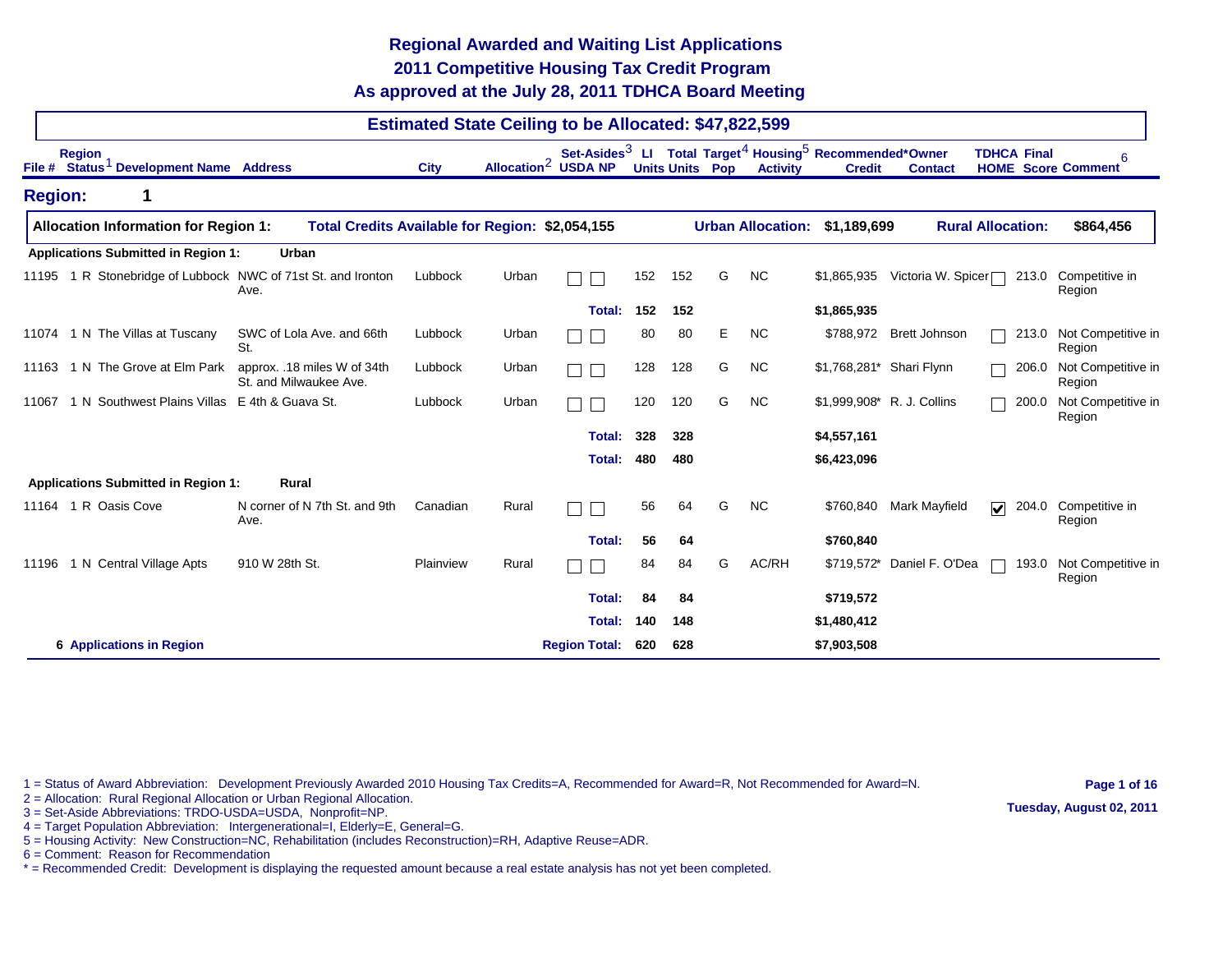# Regional Awarded and Waiting List Applications
# 2011 Competitive Housing Tax Credit Program
# As approved at the July 28, 2011 TDHCA Board Meeting

## Estimated State Ceiling to be Allocated: $47,822,599

| File # | Region | Status[1] | Development Name | Address | City | Allocation[2] | Set-Asides[3] USDA | Set-Asides[3] NP | LI Units | Total Units | Target[4] Pop | Housing[5] Activity | Recommended* Credit | Owner Contact | TDHCA HOME | Final Score | Comment[6] |
|---|---|---|---|---|---|---|---|---|---|---|---|---|---|---|---|---|---|
| **Region: 1** | | | | | | | | | | | | | | | | | |
| **Allocation Information for Region 1:** | | | **Total Credits Available for Region: $2,054,155** | | | | | | | | | **Urban Allocation: $1,189,699** | | **Rural Allocation: $864,456** | | | |
| **Applications Submitted in Region 1: Urban** | | | | | | | | | | | | | | | | | |
| 11195 | 1 | R | Stonebridge of Lubbock | NWC of 71st St. and Ironton Ave. | Lubbock | Urban | ☐ | ☐ | 152 | 152 | G | NC | $1,865,935 | Victoria W. Spicer | ☐ | 213.0 | Competitive in Region |
| | | | | | | | | **Total:** | **152** | **152** | | | **$1,865,935** | | | | |
| 11074 | 1 | N | The Villas at Tuscany | SWC of Lola Ave. and 66th St. | Lubbock | Urban | ☐ | ☐ | 80 | 80 | E | NC | $788,972 | Brett Johnson | ☐ | 213.0 | Not Competitive in Region |
| 11163 | 1 | N | The Grove at Elm Park | approx. .18 miles W of 34th St. and Milwaukee Ave. | Lubbock | Urban | ☐ | ☐ | 128 | 128 | G | NC | $1,768,281* | Shari Flynn | ☐ | 206.0 | Not Competitive in Region |
| 11067 | 1 | N | Southwest Plains Villas | E 4th & Guava St. | Lubbock | Urban | ☐ | ☐ | 120 | 120 | G | NC | $1,999,908* | R. J. Collins | ☐ | 200.0 | Not Competitive in Region |
| | | | | | | | | **Total:** | **328** | **328** | | | **$4,557,161** | | | | |
| | | | | | | | | **Total:** | **480** | **480** | | | **$6,423,096** | | | | |
| **Applications Submitted in Region 1: Rural** | | | | | | | | | | | | | | | | | |
| 11164 | 1 | R | Oasis Cove | N corner of N 7th St. and 9th Ave. | Canadian | Rural | ☐ | ☐ | 56 | 64 | G | NC | $760,840 | Mark Mayfield | ☑ | 204.0 | Competitive in Region |
| | | | | | | | | **Total:** | **56** | **64** | | | **$760,840** | | | | |
| 11196 | 1 | N | Central Village Apts | 910 W 28th St. | Plainview | Rural | ☐ | ☐ | 84 | 84 | G | AC/RH | $719,572* | Daniel F. O'Dea | ☐ | 193.0 | Not Competitive in Region |
| | | | | | | | | **Total:** | **84** | **84** | | | **$719,572** | | | | |
| | | | | | | | | **Total:** | **140** | **148** | | | **$1,480,412** | | | | |
| **6 Applications in Region** | | | | | | | | **Region Total:** | **620** | **628** | | | **$7,903,508** | | | | |

1 = Status of Award Abbreviation: Development Previously Awarded 2010 Housing Tax Credits=A, Recommended for Award=R, Not Recommended for Award=N.
2 = Allocation: Rural Regional Allocation or Urban Regional Allocation.
3 = Set-Aside Abbreviations: TRDO-USDA=USDA, Nonprofit=NP.
4 = Target Population Abbreviation: Intergenerational=I, Elderly=E, General=G.
5 = Housing Activity: New Construction=NC, Rehabilitation (includes Reconstruction)=RH, Adaptive Reuse=ADR.
6 = Comment: Reason for Recommendation
* = Recommended Credit: Development is displaying the requested amount because a real estate analysis has not yet been completed.

Tuesday, August 02, 2011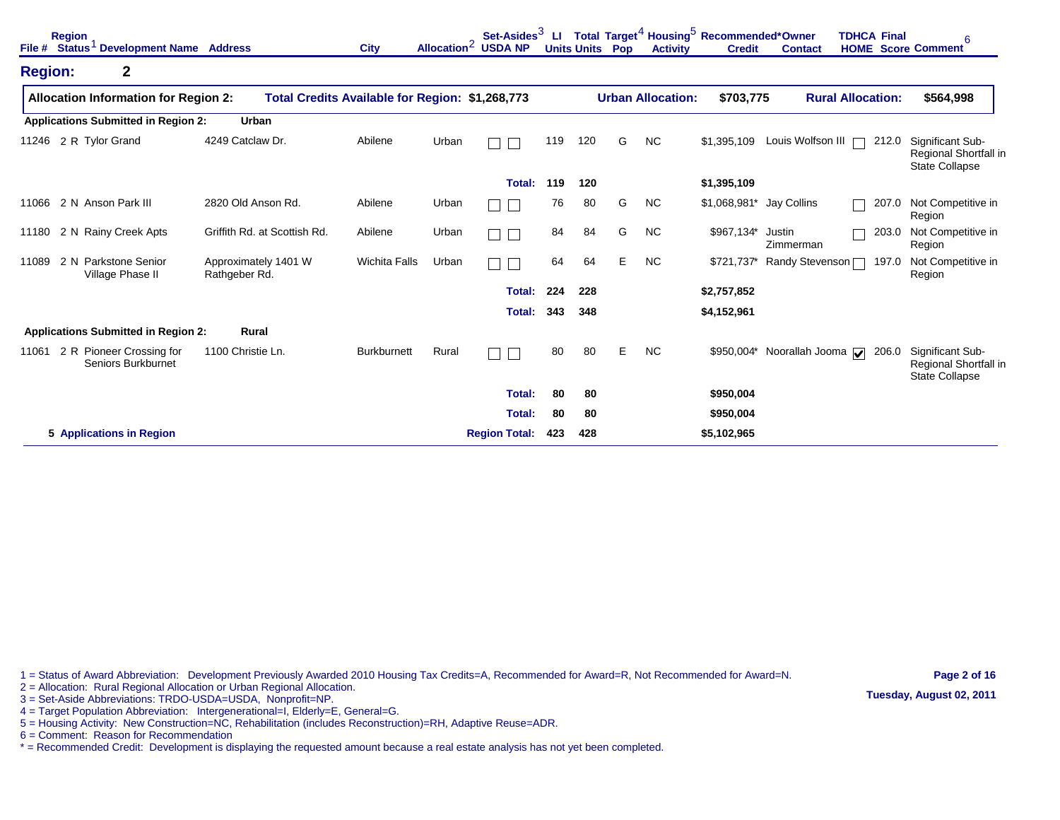| File # | Region | Status[1] | Development Name | Address | City | Allocation[2] | Set-Asides[3] USDA | NP | LI Units | Total Units | Target[4] Pop | Housing[5] Activity | Recommended* Credit | Owner Contact | TDHCA HOME | Final Score | Comment[6] |
|---|---|---|---|---|---|---|---|---|---|---|---|---|---|---|---|---|---|

## Region: 2

**Allocation Information for Region 2:** **Total Credits Available for Region: $1,268,773** **Urban Allocation: $703,775** **Rural Allocation: $564,998**

**Applications Submitted in Region 2: Urban**

| File # | Region | Status | Development Name | Address | City | Allocation | USDA | NP | LI Units | Total Units | Target Pop | Housing Activity | Recommended Credit | Owner Contact | TDHCA HOME | Final Score | Comment |
|---|---|---|---|---|---|---|---|---|---|---|---|---|---|---|---|---|---|
| 11246 | 2 | R | Tylor Grand | 4249 Catclaw Dr. | Abilene | Urban | ☐ | ☐ | 119 | 120 | G | NC | $1,395,109 | Louis Wolfson III | ☐ | 212.0 | Significant Sub-Regional Shortfall in State Collapse |
| | | | | | | | | **Total:** | **119** | **120** | | | **$1,395,109** | | | | |
| 11066 | 2 | N | Anson Park III | 2820 Old Anson Rd. | Abilene | Urban | ☐ | ☐ | 76 | 80 | G | NC | $1,068,981* | Jay Collins | ☐ | 207.0 | Not Competitive in Region |
| 11180 | 2 | N | Rainy Creek Apts | Griffith Rd. at Scottish Rd. | Abilene | Urban | ☐ | ☐ | 84 | 84 | G | NC | $967,134* | Justin Zimmerman | ☐ | 203.0 | Not Competitive in Region |
| 11089 | 2 | N | Parkstone Senior Village Phase II | Approximately 1401 W Rathgeber Rd. | Wichita Falls | Urban | ☐ | ☐ | 64 | 64 | E | NC | $721,737* | Randy Stevenson | ☐ | 197.0 | Not Competitive in Region |
| | | | | | | | | **Total:** | **224** | **228** | | | **$2,757,852** | | | | |
| | | | | | | | | **Total:** | **343** | **348** | | | **$4,152,961** | | | | |

**Applications Submitted in Region 2: Rural**

| File # | Region | Status | Development Name | Address | City | Allocation | USDA | NP | LI Units | Total Units | Target Pop | Housing Activity | Recommended Credit | Owner Contact | TDHCA HOME | Final Score | Comment |
|---|---|---|---|---|---|---|---|---|---|---|---|---|---|---|---|---|---|
| 11061 | 2 | R | Pioneer Crossing for Seniors Burkburnet | 1100 Christie Ln. | Burkburnett | Rural | ☐ | ☐ | 80 | 80 | E | NC | $950,004* | Noorallah Jooma | ☑ | 206.0 | Significant Sub-Regional Shortfall in State Collapse |
| | | | | | | | | **Total:** | **80** | **80** | | | **$950,004** | | | | |
| | | | | | | | | **Total:** | **80** | **80** | | | **$950,004** | | | | |
| | | | **5 Applications in Region** | | | | | **Region Total:** | **423** | **428** | | | **$5,102,965** | | | | |

1 = Status of Award Abbreviation: Development Previously Awarded 2010 Housing Tax Credits=A, Recommended for Award=R, Not Recommended for Award=N.
2 = Allocation: Rural Regional Allocation or Urban Regional Allocation.
3 = Set-Aside Abbreviations: TRDO-USDA=USDA, Nonprofit=NP.
4 = Target Population Abbreviation: Intergenerational=I, Elderly=E, General=G.
5 = Housing Activity: New Construction=NC, Rehabilitation (includes Reconstruction)=RH, Adaptive Reuse=ADR.
6 = Comment: Reason for Recommendation
* = Recommended Credit: Development is displaying the requested amount because a real estate analysis has not yet been completed.

Tuesday, August 02, 2011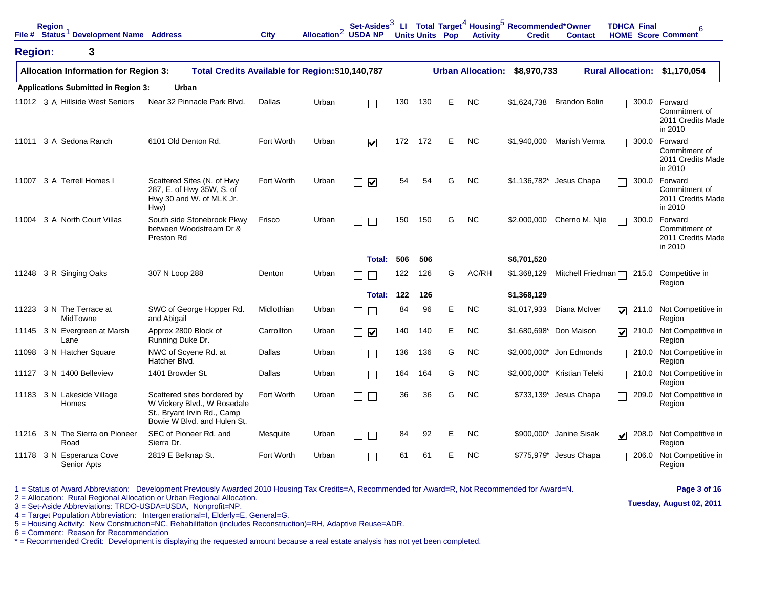| File # | Region[1] Status | Development Name | Address | City | Allocation[2] | Set-Asides[3] USDA | NP | LI Units | Total Units | Target[4] Pop | Housing[5] Activity | Recommended* Credit | Owner Contact | TDHCA HOME | Final Score | Comment[6] |
|---|---|---|---|---|---|---|---|---|---|---|---|---|---|---|---|---|

## Region: 3

**Allocation Information for Region 3:** **Total Credits Available for Region: $10,140,787** **Urban Allocation: $8,970,733** **Rural Allocation: $1,170,054**

**Applications Submitted in Region 3:** **Urban**

| File # | Region | Status | Development Name | Address | City | Allocation | USDA | NP | LI Units | Total Units | Target Pop | Housing Activity | Recommended Credit | Owner Contact | TDHCA HOME | Final Score | Comment |
|---|---|---|---|---|---|---|---|---|---|---|---|---|---|---|---|---|---|
| 11012 | 3 | A | Hillside West Seniors | Near 32 Pinnacle Park Blvd. | Dallas | Urban | ☐ | ☐ | 130 | 130 | E | NC | $1,624,738 | Brandon Bolin | ☐ | 300.0 | Forward Commitment of 2011 Credits Made in 2010 |
| 11011 | 3 | A | Sedona Ranch | 6101 Old Denton Rd. | Fort Worth | Urban | ☐ | ☑ | 172 | 172 | E | NC | $1,940,000 | Manish Verma | ☐ | 300.0 | Forward Commitment of 2011 Credits Made in 2010 |
| 11007 | 3 | A | Terrell Homes I | Scattered Sites (N. of Hwy 287, E. of Hwy 35W, S. of Hwy 30 and W. of MLK Jr. Hwy) | Fort Worth | Urban | ☐ | ☑ | 54 | 54 | G | NC | $1,136,782* | Jesus Chapa | ☐ | 300.0 | Forward Commitment of 2011 Credits Made in 2010 |
| 11004 | 3 | A | North Court Villas | South side Stonebrook Pkwy between Woodstream Dr & Preston Rd | Frisco | Urban | ☐ | ☐ | 150 | 150 | G | NC | $2,000,000 | Cherno M. Njie | ☐ | 300.0 | Forward Commitment of 2011 Credits Made in 2010 |
| | | | | | | | | **Total:** | **506** | **506** | | | **$6,701,520** | | | | |
| 11248 | 3 | R | Singing Oaks | 307 N Loop 288 | Denton | Urban | ☐ | ☐ | 122 | 126 | G | AC/RH | $1,368,129 | Mitchell Friedman | ☐ | 215.0 | Competitive in Region |
| | | | | | | | | **Total:** | **122** | **126** | | | **$1,368,129** | | | | |
| 11223 | 3 | N | The Terrace at MidTowne | SWC of George Hopper Rd. and Abigail | Midlothian | Urban | ☐ | ☐ | 84 | 96 | E | NC | $1,017,933 | Diana McIver | ☑ | 211.0 | Not Competitive in Region |
| 11145 | 3 | N | Evergreen at Marsh Lane | Approx 2800 Block of Running Duke Dr. | Carrollton | Urban | ☐ | ☑ | 140 | 140 | E | NC | $1,680,698* | Don Maison | ☑ | 210.0 | Not Competitive in Region |
| 11098 | 3 | N | Hatcher Square | NWC of Scyene Rd. at Hatcher Blvd. | Dallas | Urban | ☐ | ☐ | 136 | 136 | G | NC | $2,000,000* | Jon Edmonds | ☐ | 210.0 | Not Competitive in Region |
| 11127 | 3 | N | 1400 Belleview | 1401 Browder St. | Dallas | Urban | ☐ | ☐ | 164 | 164 | G | NC | $2,000,000* | Kristian Teleki | ☐ | 210.0 | Not Competitive in Region |
| 11183 | 3 | N | Lakeside Village Homes | Scattered sites bordered by W Vickery Blvd., W Rosedale St., Bryant Irvin Rd., Camp Bowie W Blvd. and Hulen St. | Fort Worth | Urban | ☐ | ☐ | 36 | 36 | G | NC | $733,139* | Jesus Chapa | ☐ | 209.0 | Not Competitive in Region |
| 11216 | 3 | N | The Sierra on Pioneer Road | SEC of Pioneer Rd. and Sierra Dr. | Mesquite | Urban | ☐ | ☐ | 84 | 92 | E | NC | $900,000* | Janine Sisak | ☑ | 208.0 | Not Competitive in Region |
| 11178 | 3 | N | Esperanza Cove Senior Apts | 2819 E Belknap St. | Fort Worth | Urban | ☐ | ☐ | 61 | 61 | E | NC | $775,979* | Jesus Chapa | ☐ | 206.0 | Not Competitive in Region |

1 = Status of Award Abbreviation: Development Previously Awarded 2010 Housing Tax Credits=A, Recommended for Award=R, Not Recommended for Award=N.
2 = Allocation: Rural Regional Allocation or Urban Regional Allocation.
3 = Set-Aside Abbreviations: TRDO-USDA=USDA, Nonprofit=NP.
4 = Target Population Abbreviation: Intergenerational=I, Elderly=E, General=G.
5 = Housing Activity: New Construction=NC, Rehabilitation (includes Reconstruction)=RH, Adaptive Reuse=ADR.
6 = Comment: Reason for Recommendation
* = Recommended Credit: Development is displaying the requested amount because a real estate analysis has not yet been completed.

Tuesday, August 02, 2011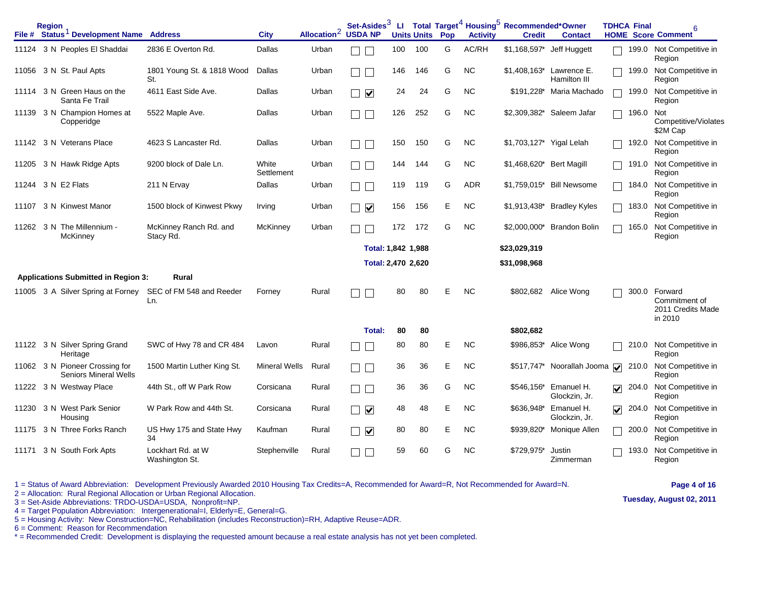| File # | Region | Status[1] | Development Name | Address | City | Allocation[2] | Set-Asides[3] USDA | NP | LI Units | Total Units | Target[4] Pop | Housing[5] Activity | Recommended* Credit | Owner Contact | TDHCA HOME | Final Score | Comment[6] |
|---|---|---|---|---|---|---|---|---|---|---|---|---|---|---|---|---|---|
| 11124 | 3 | N | Peoples El Shaddai | 2836 E Overton Rd. | Dallas | Urban | ☐ | ☐ | 100 | 100 | G | AC/RH | $1,168,597* | Jeff Huggett | ☐ | 199.0 | Not Competitive in Region |
| 11056 | 3 | N | St. Paul Apts | 1801 Young St. & 1818 Wood St. | Dallas | Urban | ☐ | ☐ | 146 | 146 | G | NC | $1,408,163* | Lawrence E. Hamilton III | ☐ | 199.0 | Not Competitive in Region |
| 11114 | 3 | N | Green Haus on the Santa Fe Trail | 4611 East Side Ave. | Dallas | Urban | ☐ | ☑ | 24 | 24 | G | NC | $191,228* | Maria Machado | ☐ | 199.0 | Not Competitive in Region |
| 11139 | 3 | N | Champion Homes at Copperidge | 5522 Maple Ave. | Dallas | Urban | ☐ | ☐ | 126 | 252 | G | NC | $2,309,382* | Saleem Jafar | ☐ | 196.0 | Not Competitive/Violates $2M Cap |
| 11142 | 3 | N | Veterans Place | 4623 S Lancaster Rd. | Dallas | Urban | ☐ | ☐ | 150 | 150 | G | NC | $1,703,127* | Yigal Lelah | ☐ | 192.0 | Not Competitive in Region |
| 11205 | 3 | N | Hawk Ridge Apts | 9200 block of Dale Ln. | White Settlement | Urban | ☐ | ☐ | 144 | 144 | G | NC | $1,468,620* | Bert Magill | ☐ | 191.0 | Not Competitive in Region |
| 11244 | 3 | N | E2 Flats | 211 N Ervay | Dallas | Urban | ☐ | ☐ | 119 | 119 | G | ADR | $1,759,015* | Bill Newsome | ☐ | 184.0 | Not Competitive in Region |
| 11107 | 3 | N | Kinwest Manor | 1500 block of Kinwest Pkwy | Irving | Urban | ☐ | ☑ | 156 | 156 | E | NC | $1,913,438* | Bradley Kyles | ☐ | 183.0 | Not Competitive in Region |
| 11262 | 3 | N | The Millennium - McKinney | McKinney Ranch Rd. and Stacy Rd. | McKinney | Urban | ☐ | ☐ | 172 | 172 | G | NC | $2,000,000* | Brandon Bolin | ☐ | 165.0 | Not Competitive in Region |
| | | | | | | | | Total: | 1,842 | 1,988 | | | $23,029,319 | | | | |
| | | | | | | | | Total: | 2,470 | 2,620 | | | $31,098,968 | | | | |

**Applications Submitted in Region 3: Rural**

| File # | Region | Status[1] | Development Name | Address | City | Allocation[2] | Set-Asides[3] USDA | NP | LI Units | Total Units | Target[4] Pop | Housing[5] Activity | Recommended* Credit | Owner Contact | TDHCA HOME | Final Score | Comment[6] |
|---|---|---|---|---|---|---|---|---|---|---|---|---|---|---|---|---|---|
| 11005 | 3 | A | Silver Spring at Forney | SEC of FM 548 and Reeder Ln. | Forney | Rural | ☐ | ☐ | 80 | 80 | E | NC | $802,682 | Alice Wong | ☐ | 300.0 | Forward Commitment of 2011 Credits Made in 2010 |
| | | | | | | | | Total: | 80 | 80 | | | $802,682 | | | | |
| 11122 | 3 | N | Silver Spring Grand Heritage | SWC of Hwy 78 and CR 484 | Lavon | Rural | ☐ | ☐ | 80 | 80 | E | NC | $986,853* | Alice Wong | ☐ | 210.0 | Not Competitive in Region |
| 11062 | 3 | N | Pioneer Crossing for Seniors Mineral Wells | 1500 Martin Luther King St. | Mineral Wells | Rural | ☐ | ☐ | 36 | 36 | E | NC | $517,747* | Noorallah Jooma | ☑ | 210.0 | Not Competitive in Region |
| 11222 | 3 | N | Westway Place | 44th St., off W Park Row | Corsicana | Rural | ☐ | ☐ | 36 | 36 | G | NC | $546,156* | Emanuel H. Glockzin, Jr. | ☑ | 204.0 | Not Competitive in Region |
| 11230 | 3 | N | West Park Senior Housing | W Park Row and 44th St. | Corsicana | Rural | ☐ | ☑ | 48 | 48 | E | NC | $636,948* | Emanuel H. Glockzin, Jr. | ☑ | 204.0 | Not Competitive in Region |
| 11175 | 3 | N | Three Forks Ranch | US Hwy 175 and State Hwy 34 | Kaufman | Rural | ☐ | ☑ | 80 | 80 | E | NC | $939,820* | Monique Allen | ☐ | 200.0 | Not Competitive in Region |
| 11171 | 3 | N | South Fork Apts | Lockhart Rd. at W Washington St. | Stephenville | Rural | ☐ | ☐ | 59 | 60 | G | NC | $729,975* | Justin Zimmerman | ☐ | 193.0 | Not Competitive in Region |

1 = Status of Award Abbreviation: Development Previously Awarded 2010 Housing Tax Credits=A, Recommended for Award=R, Not Recommended for Award=N.
2 = Allocation: Rural Regional Allocation or Urban Regional Allocation.
3 = Set-Aside Abbreviations: TRDO-USDA=USDA, Nonprofit=NP.
4 = Target Population Abbreviation: Intergenerational=I, Elderly=E, General=G.
5 = Housing Activity: New Construction=NC, Rehabilitation (includes Reconstruction)=RH, Adaptive Reuse=ADR.
6 = Comment: Reason for Recommendation
* = Recommended Credit: Development is displaying the requested amount because a real estate analysis has not yet been completed.

Tuesday, August 02, 2011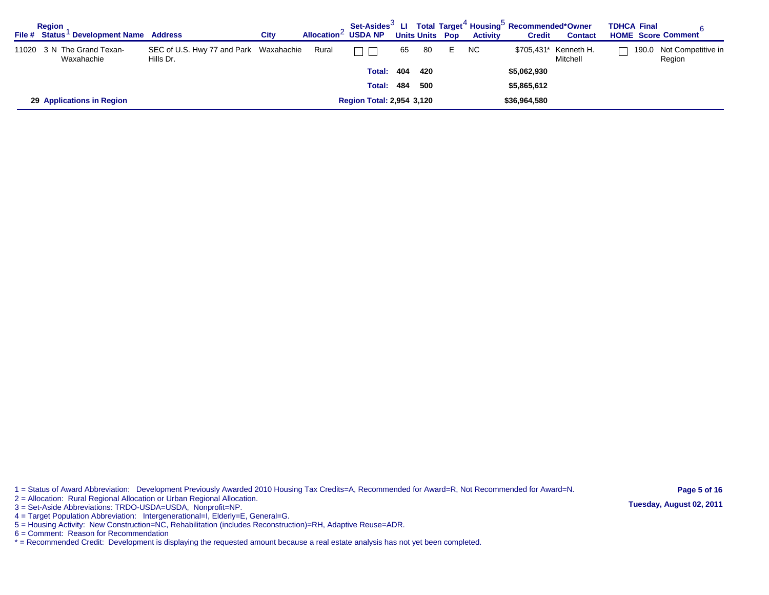| File # | Region | Status[1] | Development Name | Address | City | Allocation[2] | Set-Asides[3] USDA | NP | LI Units | Total Units | Target[4] Pop | Housing[5] Activity | Recommended* Credit | Owner Contact | TDHCA HOME | Final Score | Comment[6] |
|---|---|---|---|---|---|---|---|---|---|---|---|---|---|---|---|---|---|
| 11020 | 3 | N | The Grand Texan-Waxahachie | SEC of U.S. Hwy 77 and Park Hills Dr. | Waxahachie | Rural | ☐ | ☐ | 65 | 80 | E | NC | $705,431* | Kenneth H. Mitchell | ☐ | 190.0 | Not Competitive in Region |
| | | | | | | | **Total:** | | **404** | **420** | | | **$5,062,930** | | | | |
| | | | | | | | **Total:** | | **484** | **500** | | | **$5,865,612** | | | | |
| | **29 Applications in Region** | | | | | | **Region Total:** | | **2,954** | **3,120** | | | **$36,964,580** | | | | |

1 = Status of Award Abbreviation: Development Previously Awarded 2010 Housing Tax Credits=A, Recommended for Award=R, Not Recommended for Award=N.
2 = Allocation: Rural Regional Allocation or Urban Regional Allocation.
3 = Set-Aside Abbreviations: TRDO-USDA=USDA, Nonprofit=NP.
4 = Target Population Abbreviation: Intergenerational=I, Elderly=E, General=G.
5 = Housing Activity: New Construction=NC, Rehabilitation (includes Reconstruction)=RH, Adaptive Reuse=ADR.
6 = Comment: Reason for Recommendation
* = Recommended Credit: Development is displaying the requested amount because a real estate analysis has not yet been completed.

**Tuesday, August 02, 2011**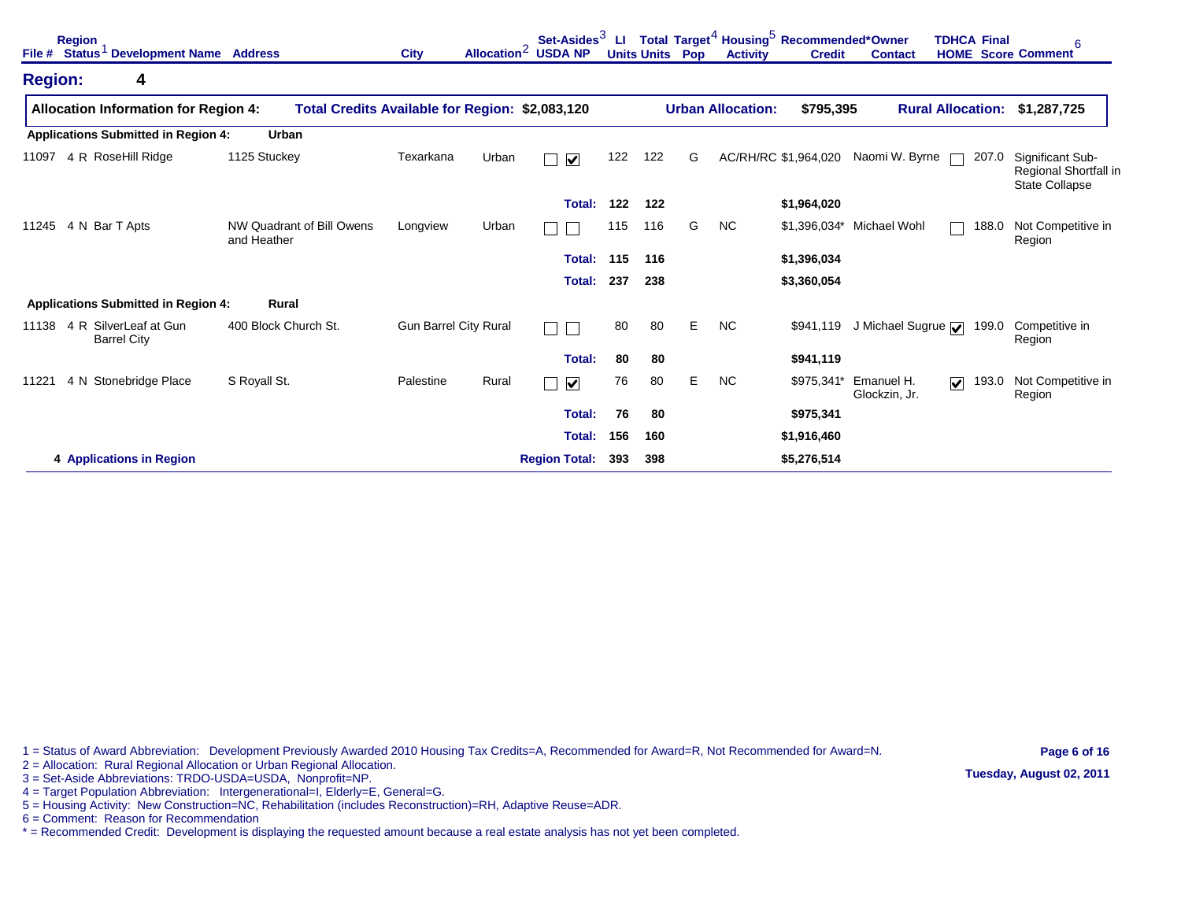## Region: 4

**Allocation Information for Region 4:** Total Credits Available for Region: $2,083,120 — Urban Allocation: $795,395 — Rural Allocation: $1,287,725

| File # | Region | Status[1] | Development Name | Address | City | Allocation[2] | USDA | NP | LI Units | Total Units | Target[4] Pop | Housing[5] Activity | Recommended* Credit | Owner Contact | TDHCA HOME | Final Score | Comment[6] |
|---|---|---|---|---|---|---|---|---|---|---|---|---|---|---|---|---|---|
| **Applications Submitted in Region 4: Urban** | | | | | | | | | | | | | | | | | |
| 11097 | 4 | R | RoseHill Ridge | 1125 Stuckey | Texarkana | Urban | ☐ | ☑ | 122 | 122 | G | AC/RH/RC | $1,964,020 | Naomi W. Byrne | ☐ | 207.0 | Significant Sub-Regional Shortfall in State Collapse |
| | | | | | | | | **Total:** | **122** | **122** | | | **$1,964,020** | | | | |
| 11245 | 4 | N | Bar T Apts | NW Quadrant of Bill Owens and Heather | Longview | Urban | ☐ | ☐ | 115 | 116 | G | NC | $1,396,034* | Michael Wohl | ☐ | 188.0 | Not Competitive in Region |
| | | | | | | | | **Total:** | **115** | **116** | | | **$1,396,034** | | | | |
| | | | | | | | | **Total:** | **237** | **238** | | | **$3,360,054** | | | | |
| **Applications Submitted in Region 4: Rural** | | | | | | | | | | | | | | | | | |
| 11138 | 4 | R | SilverLeaf at Gun Barrel City | 400 Block Church St. | Gun Barrel City | Rural | ☐ | ☐ | 80 | 80 | E | NC | $941,119 | J Michael Sugrue | ☑ | 199.0 | Competitive in Region |
| | | | | | | | | **Total:** | **80** | **80** | | | **$941,119** | | | | |
| 11221 | 4 | N | Stonebridge Place | S Royall St. | Palestine | Rural | ☐ | ☑ | 76 | 80 | E | NC | $975,341* | Emanuel H. Glockzin, Jr. | ☑ | 193.0 | Not Competitive in Region |
| | | | | | | | | **Total:** | **76** | **80** | | | **$975,341** | | | | |
| | | | | | | | | **Total:** | **156** | **160** | | | **$1,916,460** | | | | |
| **4 Applications in Region** | | | | | | | | **Region Total:** | **393** | **398** | | | **$5,276,514** | | | | |

1 = Status of Award Abbreviation: Development Previously Awarded 2010 Housing Tax Credits=A, Recommended for Award=R, Not Recommended for Award=N.
2 = Allocation: Rural Regional Allocation or Urban Regional Allocation.
3 = Set-Aside Abbreviations: TRDO-USDA=USDA, Nonprofit=NP.
4 = Target Population Abbreviation: Intergenerational=I, Elderly=E, General=G.
5 = Housing Activity: New Construction=NC, Rehabilitation (includes Reconstruction)=RH, Adaptive Reuse=ADR.
6 = Comment: Reason for Recommendation
* = Recommended Credit: Development is displaying the requested amount because a real estate analysis has not yet been completed.

Tuesday, August 02, 2011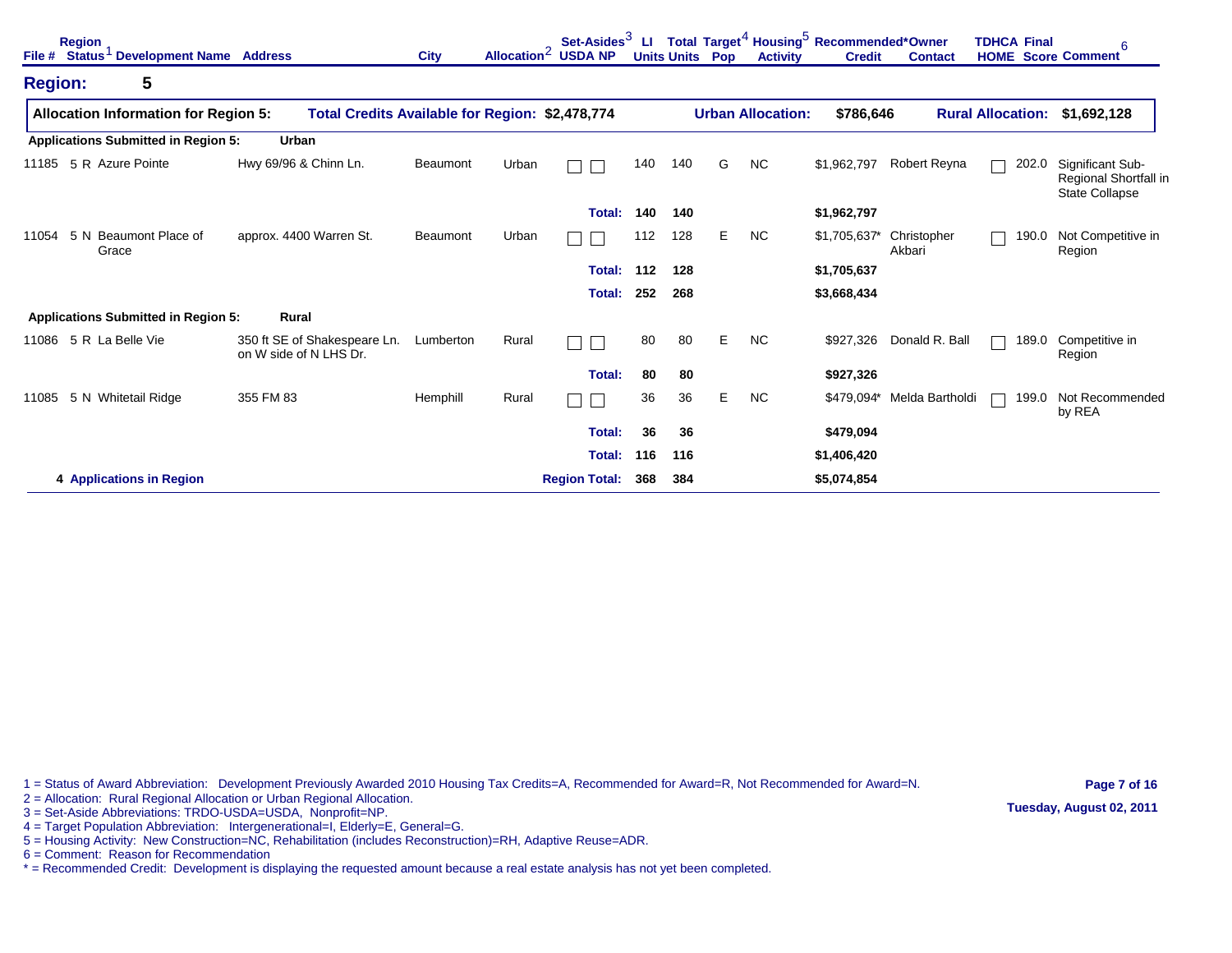| File # | Region Status[1] | Development Name | Address | City | Allocation[2] | Set-Asides[3] USDA | NP | LI Units | Total Units | Target[4] Pop | Housing[5] Activity | Recommended* Credit | Owner Contact | TDHCA HOME | Final Score | Comment[6] |
|---|---|---|---|---|---|---|---|---|---|---|---|---|---|---|---|---|

## Region: 5

**Allocation Information for Region 5:** Total Credits Available for Region: $2,478,774 | Urban Allocation: $786,646 | Rural Allocation: $1,692,128

**Applications Submitted in Region 5: Urban**

| File # | Region Status[1] | Development Name | Address | City | Allocation[2] | USDA | NP | LI Units | Total Units | Target[4] Pop | Housing[5] Activity | Recommended* Credit | Owner Contact | TDHCA HOME | Final Score | Comment[6] |
|---|---|---|---|---|---|---|---|---|---|---|---|---|---|---|---|---|
| 11185 | 5 R | Azure Pointe | Hwy 69/96 & Chinn Ln. | Beaumont | Urban | ☐ | ☐ | 140 | 140 | G | NC | $1,962,797 | Robert Reyna | ☐ | 202.0 | Significant Sub-Regional Shortfall in State Collapse |
| | | | | | | | **Total:** | **140** | **140** | | | **$1,962,797** | | | | |
| 11054 | 5 N | Beaumont Place of Grace | approx. 4400 Warren St. | Beaumont | Urban | ☐ | ☐ | 112 | 128 | E | NC | $1,705,637* | Christopher Akbari | ☐ | 190.0 | Not Competitive in Region |
| | | | | | | | **Total:** | **112** | **128** | | | **$1,705,637** | | | | |
| | | | | | | | **Total:** | **252** | **268** | | | **$3,668,434** | | | | |

**Applications Submitted in Region 5: Rural**

| File # | Region Status[1] | Development Name | Address | City | Allocation[2] | USDA | NP | LI Units | Total Units | Target[4] Pop | Housing[5] Activity | Recommended* Credit | Owner Contact | TDHCA HOME | Final Score | Comment[6] |
|---|---|---|---|---|---|---|---|---|---|---|---|---|---|---|---|---|
| 11086 | 5 R | La Belle Vie | 350 ft SE of Shakespeare Ln. on W side of N LHS Dr. | Lumberton | Rural | ☐ | ☐ | 80 | 80 | E | NC | $927,326 | Donald R. Ball | ☐ | 189.0 | Competitive in Region |
| | | | | | | | **Total:** | **80** | **80** | | | **$927,326** | | | | |
| 11085 | 5 N | Whitetail Ridge | 355 FM 83 | Hemphill | Rural | ☐ | ☐ | 36 | 36 | E | NC | $479,094* | Melda Bartholdi | ☐ | 199.0 | Not Recommended by REA |
| | | | | | | | **Total:** | **36** | **36** | | | **$479,094** | | | | |
| | | | | | | | **Total:** | **116** | **116** | | | **$1,406,420** | | | | |
| | **4 Applications in Region** | | | | | | **Region Total:** | **368** | **384** | | | **$5,074,854** | | | | |

1 = Status of Award Abbreviation: Development Previously Awarded 2010 Housing Tax Credits=A, Recommended for Award=R, Not Recommended for Award=N.
2 = Allocation: Rural Regional Allocation or Urban Regional Allocation.
3 = Set-Aside Abbreviations: TRDO-USDA=USDA, Nonprofit=NP.
4 = Target Population Abbreviation: Intergenerational=I, Elderly=E, General=G.
5 = Housing Activity: New Construction=NC, Rehabilitation (includes Reconstruction)=RH, Adaptive Reuse=ADR.
6 = Comment: Reason for Recommendation
* = Recommended Credit: Development is displaying the requested amount because a real estate analysis has not yet been completed.

Tuesday, August 02, 2011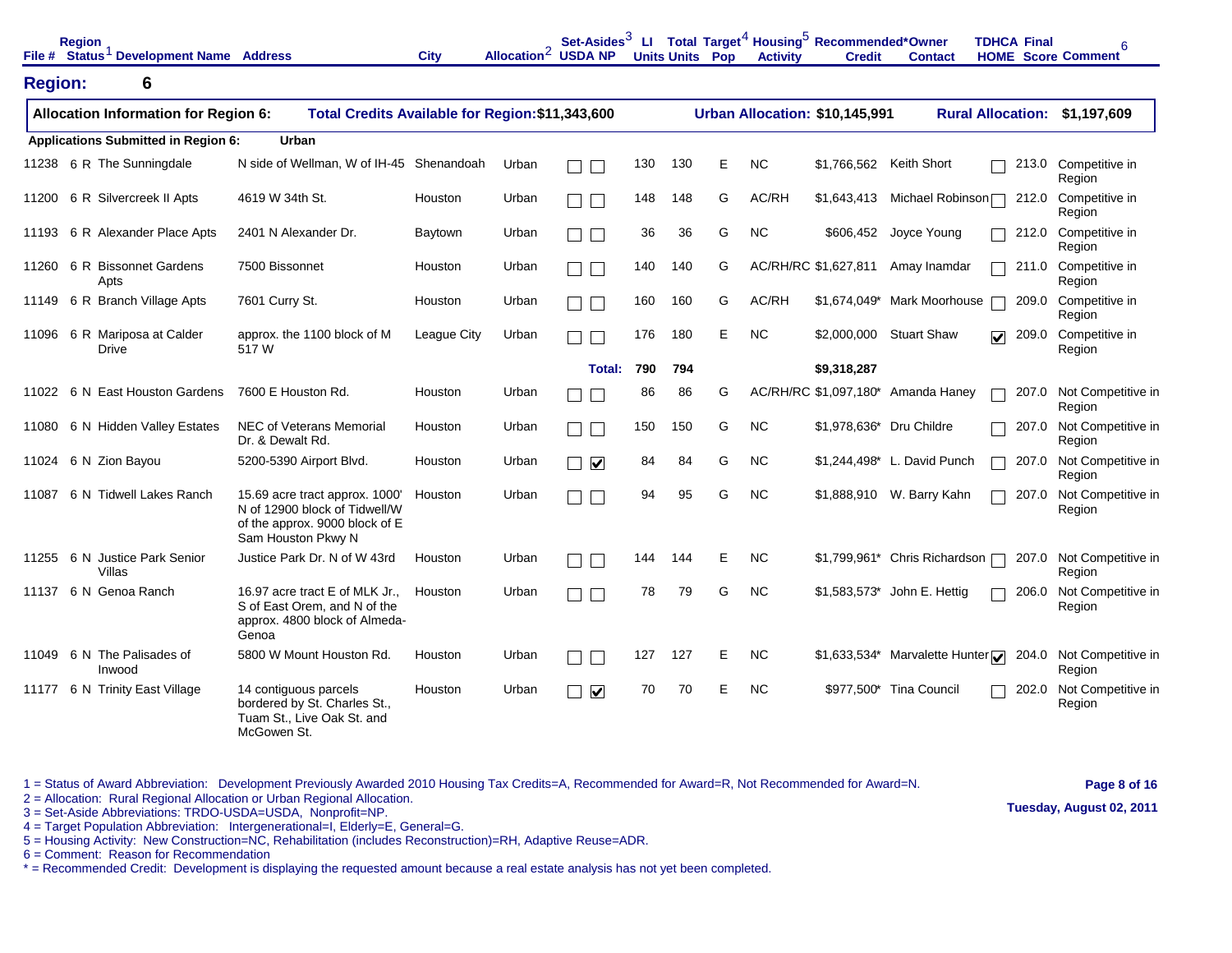## Region: 6

| Allocation Information for Region 6: | Total Credits Available for Region: $11,343,600 | Urban Allocation: $10,145,991 | Rural Allocation: $1,197,609 |
|---|---|---|---|

**Applications Submitted in Region 6:** Urban

| File # | Region | Status[1] | Development Name | Address | City | Allocation[2] | Set-Asides[3] USDA | Set-Asides[3] NP | LI Units | Total Units | Target[4] Pop | Housing[5] Activity | Recommended* Credit | Owner Contact | TDHCA HOME | Final Score | Comment[6] |
|---|---|---|---|---|---|---|---|---|---|---|---|---|---|---|---|---|---|
| 11238 | 6 | R | The Sunningdale | N side of Wellman, W of IH-45 | Shenandoah | Urban | ☐ | ☐ | 130 | 130 | E | NC | $1,766,562 | Keith Short | ☐ | 213.0 | Competitive in Region |
| 11200 | 6 | R | Silvercreek II Apts | 4619 W 34th St. | Houston | Urban | ☐ | ☐ | 148 | 148 | G | AC/RH | $1,643,413 | Michael Robinson | ☐ | 212.0 | Competitive in Region |
| 11193 | 6 | R | Alexander Place Apts | 2401 N Alexander Dr. | Baytown | Urban | ☐ | ☐ | 36 | 36 | G | NC | $606,452 | Joyce Young | ☐ | 212.0 | Competitive in Region |
| 11260 | 6 | R | Bissonnet Gardens Apts | 7500 Bissonnet | Houston | Urban | ☐ | ☐ | 140 | 140 | G | AC/RH/RC | $1,627,811 | Amay Inamdar | ☐ | 211.0 | Competitive in Region |
| 11149 | 6 | R | Branch Village Apts | 7601 Curry St. | Houston | Urban | ☐ | ☐ | 160 | 160 | G | AC/RH | $1,674,049* | Mark Moorhouse | ☐ | 209.0 | Competitive in Region |
| 11096 | 6 | R | Mariposa at Calder Drive | approx. the 1100 block of M 517 W | League City | Urban | ☐ | ☐ | 176 | 180 | E | NC | $2,000,000 | Stuart Shaw | ☑ | 209.0 | Competitive in Region |
| | | | | | | | | **Total:** | **790** | **794** | | | **$9,318,287** | | | | |
| 11022 | 6 | N | East Houston Gardens | 7600 E Houston Rd. | Houston | Urban | ☐ | ☐ | 86 | 86 | G | AC/RH/RC | $1,097,180* | Amanda Haney | ☐ | 207.0 | Not Competitive in Region |
| 11080 | 6 | N | Hidden Valley Estates | NEC of Veterans Memorial Dr. & Dewalt Rd. | Houston | Urban | ☐ | ☐ | 150 | 150 | G | NC | $1,978,636* | Dru Childre | ☐ | 207.0 | Not Competitive in Region |
| 11024 | 6 | N | Zion Bayou | 5200-5390 Airport Blvd. | Houston | Urban | ☐ | ☑ | 84 | 84 | G | NC | $1,244,498* | L. David Punch | ☐ | 207.0 | Not Competitive in Region |
| 11087 | 6 | N | Tidwell Lakes Ranch | 15.69 acre tract approx. 1000' N of 12900 block of Tidwell/W of the approx. 9000 block of E Sam Houston Pkwy N | Houston | Urban | ☐ | ☐ | 94 | 95 | G | NC | $1,888,910 | W. Barry Kahn | ☐ | 207.0 | Not Competitive in Region |
| 11255 | 6 | N | Justice Park Senior Villas | Justice Park Dr. N of W 43rd | Houston | Urban | ☐ | ☐ | 144 | 144 | E | NC | $1,799,961* | Chris Richardson | ☐ | 207.0 | Not Competitive in Region |
| 11137 | 6 | N | Genoa Ranch | 16.97 acre tract E of MLK Jr., S of East Orem, and N of the approx. 4800 block of Almeda-Genoa | Houston | Urban | ☐ | ☐ | 78 | 79 | G | NC | $1,583,573* | John E. Hettig | ☐ | 206.0 | Not Competitive in Region |
| 11049 | 6 | N | The Palisades of Inwood | 5800 W Mount Houston Rd. | Houston | Urban | ☐ | ☐ | 127 | 127 | E | NC | $1,633,534* | Marvalette Hunter | ☑ | 204.0 | Not Competitive in Region |
| 11177 | 6 | N | Trinity East Village | 14 contiguous parcels bordered by St. Charles St., Tuam St., Live Oak St. and McGowen St. | Houston | Urban | ☐ | ☑ | 70 | 70 | E | NC | $977,500* | Tina Council | ☐ | 202.0 | Not Competitive in Region |

1 = Status of Award Abbreviation: Development Previously Awarded 2010 Housing Tax Credits=A, Recommended for Award=R, Not Recommended for Award=N.
2 = Allocation: Rural Regional Allocation or Urban Regional Allocation.
3 = Set-Aside Abbreviations: TRDO-USDA=USDA, Nonprofit=NP.
4 = Target Population Abbreviation: Intergenerational=I, Elderly=E, General=G.
5 = Housing Activity: New Construction=NC, Rehabilitation (includes Reconstruction)=RH, Adaptive Reuse=ADR.
6 = Comment: Reason for Recommendation
* = Recommended Credit: Development is displaying the requested amount because a real estate analysis has not yet been completed.

Tuesday, August 02, 2011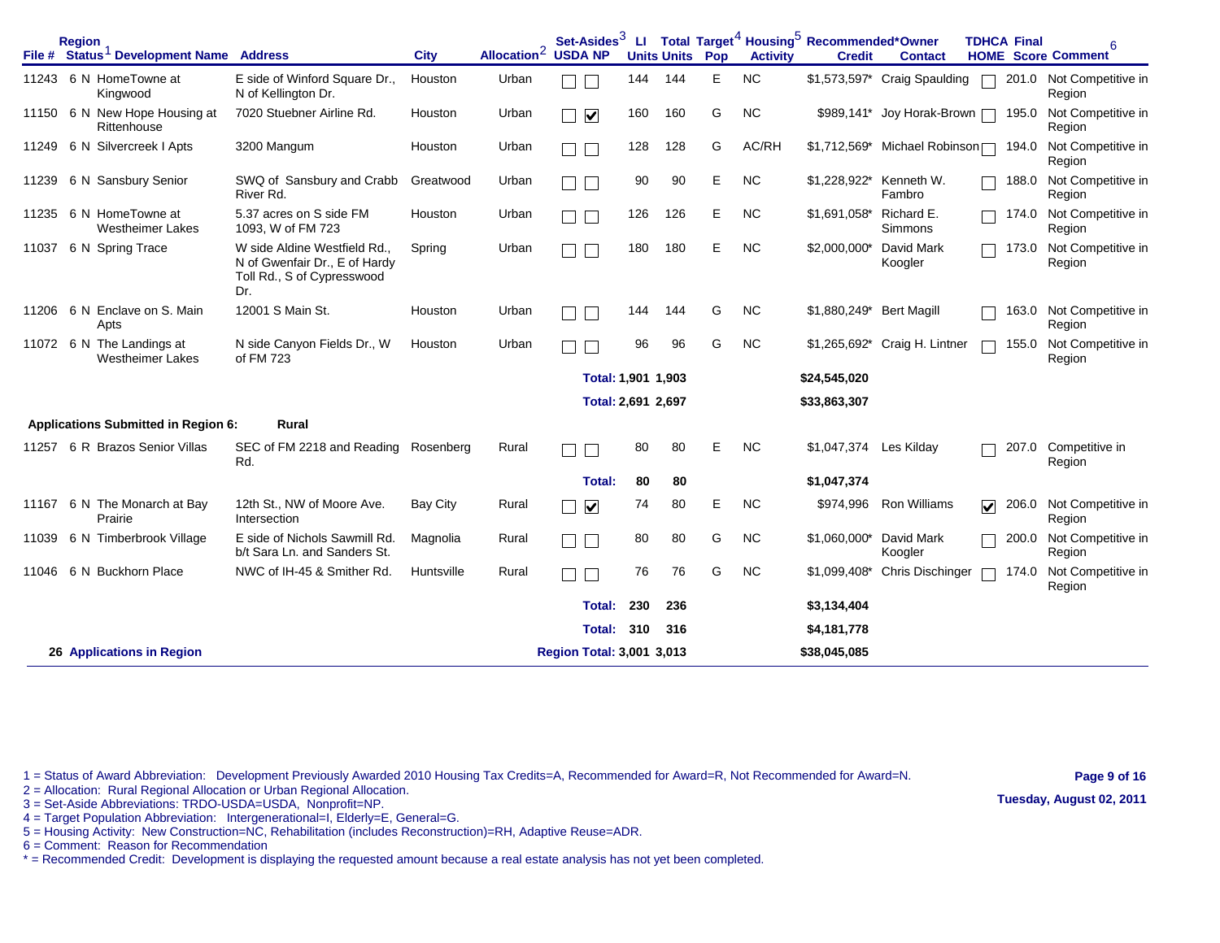| File # | Region | Status[1] | Development Name | Address | City | Allocation[2] | Set-Asides[3] USDA | NP | LI Units | Total Units | Target[4] Pop | Housing[5] Activity | Recommended* Credit | Owner Contact | TDHCA HOME | Final Score | Comment[6] |
|---|---|---|---|---|---|---|---|---|---|---|---|---|---|---|---|---|---|
| 11243 | 6 | N | HomeTowne at Kingwood | E side of Winford Square Dr., N of Kellington Dr. | Houston | Urban | ☐ | ☐ | 144 | 144 | E | NC | $1,573,597* | Craig Spaulding | ☐ | 201.0 | Not Competitive in Region |
| 11150 | 6 | N | New Hope Housing at Rittenhouse | 7020 Stuebner Airline Rd. | Houston | Urban | ☐ | ☑ | 160 | 160 | G | NC | $989,141* | Joy Horak-Brown | ☐ | 195.0 | Not Competitive in Region |
| 11249 | 6 | N | Silvercreek I Apts | 3200 Mangum | Houston | Urban | ☐ | ☐ | 128 | 128 | G | AC/RH | $1,712,569* | Michael Robinson | ☐ | 194.0 | Not Competitive in Region |
| 11239 | 6 | N | Sansbury Senior | SWQ of Sansbury and Crabb River Rd. | Greatwood | Urban | ☐ | ☐ | 90 | 90 | E | NC | $1,228,922* | Kenneth W. Fambro | ☐ | 188.0 | Not Competitive in Region |
| 11235 | 6 | N | HomeTowne at Westheimer Lakes | 5.37 acres on S side FM 1093, W of FM 723 | Houston | Urban | ☐ | ☐ | 126 | 126 | E | NC | $1,691,058* | Richard E. Simmons | ☐ | 174.0 | Not Competitive in Region |
| 11037 | 6 | N | Spring Trace | W side Aldine Westfield Rd., N of Gwenfair Dr., E of Hardy Toll Rd., S of Cypresswood Dr. | Spring | Urban | ☐ | ☐ | 180 | 180 | E | NC | $2,000,000* | David Mark Koogler | ☐ | 173.0 | Not Competitive in Region |
| 11206 | 6 | N | Enclave on S. Main Apts | 12001 S Main St. | Houston | Urban | ☐ | ☐ | 144 | 144 | G | NC | $1,880,249* | Bert Magill | ☐ | 163.0 | Not Competitive in Region |
| 11072 | 6 | N | The Landings at Westheimer Lakes | N side Canyon Fields Dr., W of FM 723 | Houston | Urban | ☐ | ☐ | 96 | 96 | G | NC | $1,265,692* | Craig H. Lintner | ☐ | 155.0 | Not Competitive in Region |
| | | | | | | | | **Total:** | **1,901** | **1,903** | | | **$24,545,020** | | | | |
| | | | | | | | | **Total:** | **2,691** | **2,697** | | | **$33,863,307** | | | | |

**Applications Submitted in Region 6: Rural**

| File # | Region | Status[1] | Development Name | Address | City | Allocation[2] | Set-Asides[3] USDA | NP | LI Units | Total Units | Target[4] Pop | Housing[5] Activity | Recommended* Credit | Owner Contact | TDHCA HOME | Final Score | Comment[6] |
|---|---|---|---|---|---|---|---|---|---|---|---|---|---|---|---|---|---|
| 11257 | 6 | R | Brazos Senior Villas | SEC of FM 2218 and Reading Rd. | Rosenberg | Rural | ☐ | ☐ | 80 | 80 | E | NC | $1,047,374 | Les Kilday | ☐ | 207.0 | Competitive in Region |
| | | | | | | | | **Total:** | **80** | **80** | | | **$1,047,374** | | | | |
| 11167 | 6 | N | The Monarch at Bay Prairie | 12th St., NW of Moore Ave. Intersection | Bay City | Rural | ☐ | ☑ | 74 | 80 | E | NC | $974,996 | Ron Williams | ☑ | 206.0 | Not Competitive in Region |
| 11039 | 6 | N | Timberbrook Village | E side of Nichols Sawmill Rd. b/t Sara Ln. and Sanders St. | Magnolia | Rural | ☐ | ☐ | 80 | 80 | G | NC | $1,060,000* | David Mark Koogler | ☐ | 200.0 | Not Competitive in Region |
| 11046 | 6 | N | Buckhorn Place | NWC of IH-45 & Smither Rd. | Huntsville | Rural | ☐ | ☐ | 76 | 76 | G | NC | $1,099,408* | Chris Dischinger | ☐ | 174.0 | Not Competitive in Region |
| | | | | | | | | **Total:** | **230** | **236** | | | **$3,134,404** | | | | |
| | | | | | | | | **Total:** | **310** | **316** | | | **$4,181,778** | | | | |
| **26 Applications in Region** | | | | | | | | **Region Total:** | **3,001** | **3,013** | | | **$38,045,085** | | | | |

1 = Status of Award Abbreviation: Development Previously Awarded 2010 Housing Tax Credits=A, Recommended for Award=R, Not Recommended for Award=N.
2 = Allocation: Rural Regional Allocation or Urban Regional Allocation.
3 = Set-Aside Abbreviations: TRDO-USDA=USDA, Nonprofit=NP.
4 = Target Population Abbreviation: Intergenerational=I, Elderly=E, General=G.
5 = Housing Activity: New Construction=NC, Rehabilitation (includes Reconstruction)=RH, Adaptive Reuse=ADR.
6 = Comment: Reason for Recommendation
* = Recommended Credit: Development is displaying the requested amount because a real estate analysis has not yet been completed.

Tuesday, August 02, 2011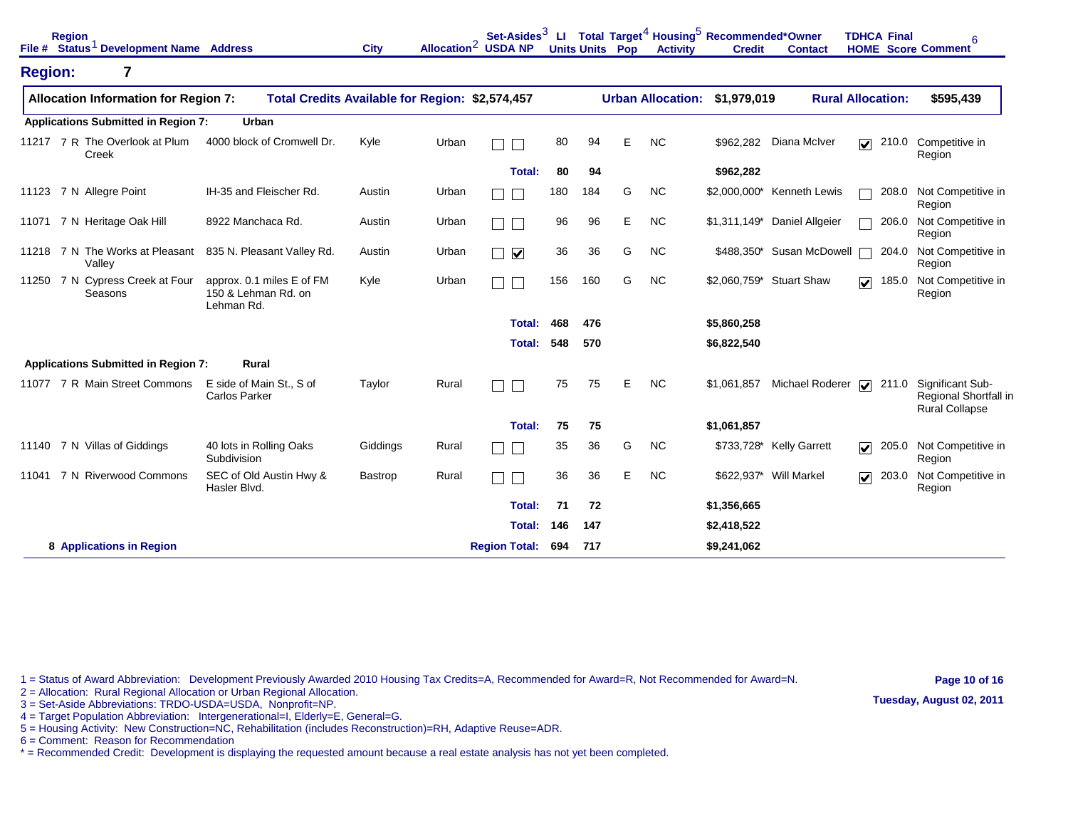| File # | Region Status[1] | Development Name | Address | City | Allocation[2] | Set-Asides[3] USDA | NP | LI Units | Total Units | Target[4] Pop | Housing[5] Activity | Recommended* Credit | Owner Contact | TDHCA HOME | Final Score | Comment[6] |
|---|---|---|---|---|---|---|---|---|---|---|---|---|---|---|---|---|

## Region: 7

**Allocation Information for Region 7:** Total Credits Available for Region: $2,574,457 — Urban Allocation: $1,979,019 — Rural Allocation: $595,439

**Applications Submitted in Region 7: Urban**

| File # | Region Status[1] | Development Name | Address | City | Allocation[2] | USDA | NP | LI Units | Total Units | Target[4] Pop | Housing[5] Activity | Recommended* Credit | Owner Contact | TDHCA HOME | Final Score | Comment[6] |
|---|---|---|---|---|---|---|---|---|---|---|---|---|---|---|---|---|
| 11217 | 7 R | The Overlook at Plum Creek | 4000 block of Cromwell Dr. | Kyle | Urban | ☐ | ☐ | 80 | 94 | E | NC | $962,282 | Diana McIver | ☑ | 210.0 | Competitive in Region |
| | | | | | | | **Total:** | **80** | **94** | | | **$962,282** | | | | |
| 11123 | 7 N | Allegre Point | IH-35 and Fleischer Rd. | Austin | Urban | ☐ | ☐ | 180 | 184 | G | NC | $2,000,000* | Kenneth Lewis | ☐ | 208.0 | Not Competitive in Region |
| 11071 | 7 N | Heritage Oak Hill | 8922 Manchaca Rd. | Austin | Urban | ☐ | ☐ | 96 | 96 | E | NC | $1,311,149* | Daniel Allgeier | ☐ | 206.0 | Not Competitive in Region |
| 11218 | 7 N | The Works at Pleasant Valley | 835 N. Pleasant Valley Rd. | Austin | Urban | ☐ | ☑ | 36 | 36 | G | NC | $488,350* | Susan McDowell | ☐ | 204.0 | Not Competitive in Region |
| 11250 | 7 N | Cypress Creek at Four Seasons | approx. 0.1 miles E of FM 150 & Lehman Rd. on Lehman Rd. | Kyle | Urban | ☐ | ☐ | 156 | 160 | G | NC | $2,060,759* | Stuart Shaw | ☑ | 185.0 | Not Competitive in Region |
| | | | | | | | **Total:** | **468** | **476** | | | **$5,860,258** | | | | |
| | | | | | | | **Total:** | **548** | **570** | | | **$6,822,540** | | | | |

**Applications Submitted in Region 7: Rural**

| File # | Region Status[1] | Development Name | Address | City | Allocation[2] | USDA | NP | LI Units | Total Units | Target[4] Pop | Housing[5] Activity | Recommended* Credit | Owner Contact | TDHCA HOME | Final Score | Comment[6] |
|---|---|---|---|---|---|---|---|---|---|---|---|---|---|---|---|---|
| 11077 | 7 R | Main Street Commons | E side of Main St., S of Carlos Parker | Taylor | Rural | ☐ | ☐ | 75 | 75 | E | NC | $1,061,857 | Michael Roderer | ☑ | 211.0 | Significant Sub-Regional Shortfall in Rural Collapse |
| | | | | | | | **Total:** | **75** | **75** | | | **$1,061,857** | | | | |
| 11140 | 7 N | Villas of Giddings | 40 lots in Rolling Oaks Subdivision | Giddings | Rural | ☐ | ☐ | 35 | 36 | G | NC | $733,728* | Kelly Garrett | ☑ | 205.0 | Not Competitive in Region |
| 11041 | 7 N | Riverwood Commons | SEC of Old Austin Hwy & Hasler Blvd. | Bastrop | Rural | ☐ | ☐ | 36 | 36 | E | NC | $622,937* | Will Markel | ☑ | 203.0 | Not Competitive in Region |
| | | | | | | | **Total:** | **71** | **72** | | | **$1,356,665** | | | | |
| | | | | | | | **Total:** | **146** | **147** | | | **$2,418,522** | | | | |

**8 Applications in Region** — **Region Total: 694 | 717 | $9,241,062**

1 = Status of Award Abbreviation: Development Previously Awarded 2010 Housing Tax Credits=A, Recommended for Award=R, Not Recommended for Award=N.
2 = Allocation: Rural Regional Allocation or Urban Regional Allocation.
3 = Set-Aside Abbreviations: TRDO-USDA=USDA, Nonprofit=NP.
4 = Target Population Abbreviation: Intergenerational=I, Elderly=E, General=G.
5 = Housing Activity: New Construction=NC, Rehabilitation (includes Reconstruction)=RH, Adaptive Reuse=ADR.
6 = Comment: Reason for Recommendation
* = Recommended Credit: Development is displaying the requested amount because a real estate analysis has not yet been completed.

Tuesday, August 02, 2011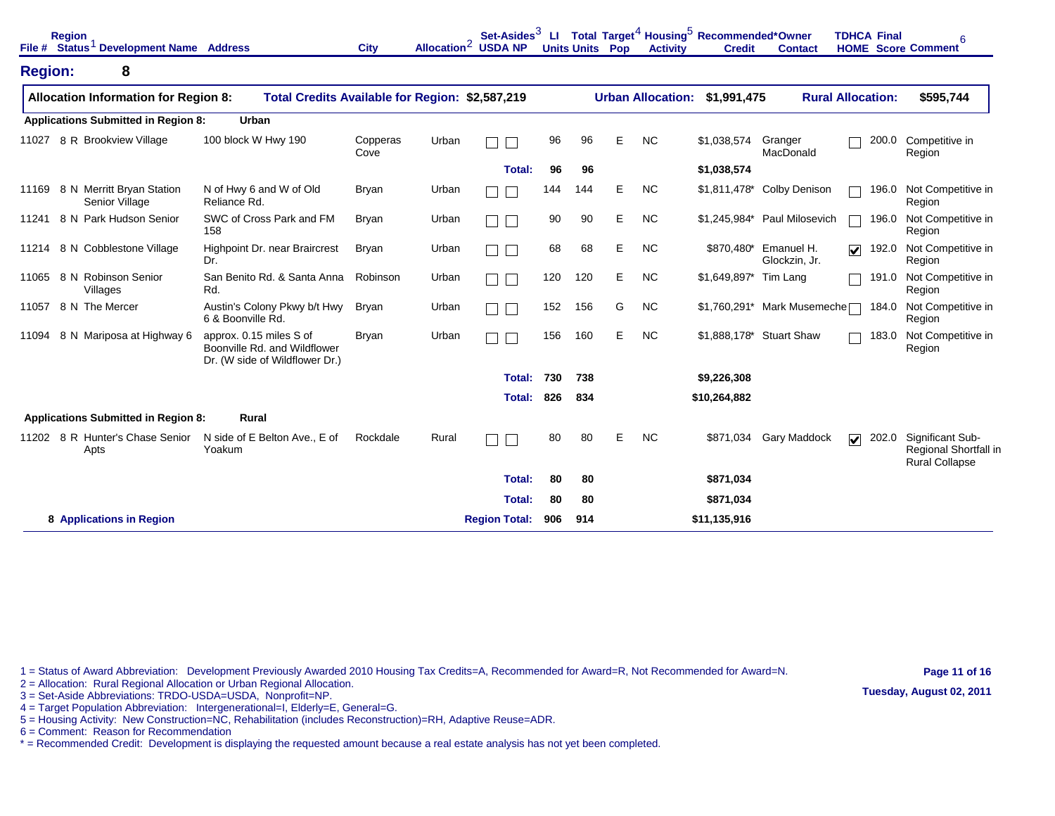## Region: 8

**Allocation Information for Region 8:** **Total Credits Available for Region: $2,587,219** **Urban Allocation: $1,991,475** **Rural Allocation: $595,744**

| File # | Region Status[1] | Development Name | Address | City | Allocation[2] | Set-Asides[3] USDA | NP | LI Units | Total Units | Target[4] Pop | Housing[5] Activity | Recommended* Credit | Owner Contact | TDHCA HOME | Final Score | Comment[6] |
|---|---|---|---|---|---|---|---|---|---|---|---|---|---|---|---|---|
| **Applications Submitted in Region 8:** | | **Urban** | | | | | | | | | | | | | | |
| 11027 | 8 R | Brookview Village | 100 block W Hwy 190 | Copperas Cove | Urban | ☐ | ☐ | 96 | 96 | E | NC | $1,038,574 | Granger MacDonald | ☐ | 200.0 | Competitive in Region |
| | | | | | | | **Total:** | **96** | **96** | | | **$1,038,574** | | | | |
| 11169 | 8 N | Merritt Bryan Station Senior Village | N of Hwy 6 and W of Old Reliance Rd. | Bryan | Urban | ☐ | ☐ | 144 | 144 | E | NC | $1,811,478* | Colby Denison | ☐ | 196.0 | Not Competitive in Region |
| 11241 | 8 N | Park Hudson Senior | SWC of Cross Park and FM 158 | Bryan | Urban | ☐ | ☐ | 90 | 90 | E | NC | $1,245,984* | Paul Milosevich | ☐ | 196.0 | Not Competitive in Region |
| 11214 | 8 N | Cobblestone Village | Highpoint Dr. near Braircrest Dr. | Bryan | Urban | ☐ | ☐ | 68 | 68 | E | NC | $870,480* | Emanuel H. Glockzin, Jr. | ☑ | 192.0 | Not Competitive in Region |
| 11065 | 8 N | Robinson Senior Villages | San Benito Rd. & Santa Anna Rd. | Robinson | Urban | ☐ | ☐ | 120 | 120 | E | NC | $1,649,897* | Tim Lang | ☐ | 191.0 | Not Competitive in Region |
| 11057 | 8 N | The Mercer | Austin's Colony Pkwy b/t Hwy 6 & Boonville Rd. | Bryan | Urban | ☐ | ☐ | 152 | 156 | G | NC | $1,760,291* | Mark Musemeche | ☐ | 184.0 | Not Competitive in Region |
| 11094 | 8 N | Mariposa at Highway 6 | approx. 0.15 miles S of Boonville Rd. and Wildflower Dr. (W side of Wildflower Dr.) | Bryan | Urban | ☐ | ☐ | 156 | 160 | E | NC | $1,888,178* | Stuart Shaw | ☐ | 183.0 | Not Competitive in Region |
| | | | | | | | **Total:** | **730** | **738** | | | **$9,226,308** | | | | |
| | | | | | | | **Total:** | **826** | **834** | | | **$10,264,882** | | | | |
| **Applications Submitted in Region 8:** | | **Rural** | | | | | | | | | | | | | | |
| 11202 | 8 R | Hunter's Chase Senior Apts | N side of E Belton Ave., E of Yoakum | Rockdale | Rural | ☐ | ☐ | 80 | 80 | E | NC | $871,034 | Gary Maddock | ☑ | 202.0 | Significant Sub-Regional Shortfall in Rural Collapse |
| | | | | | | | **Total:** | **80** | **80** | | | **$871,034** | | | | |
| | | | | | | | **Total:** | **80** | **80** | | | **$871,034** | | | | |
| **8 Applications in Region** | | | | | | | **Region Total:** | **906** | **914** | | | **$11,135,916** | | | | |

1 = Status of Award Abbreviation: Development Previously Awarded 2010 Housing Tax Credits=A, Recommended for Award=R, Not Recommended for Award=N.
2 = Allocation: Rural Regional Allocation or Urban Regional Allocation.
3 = Set-Aside Abbreviations: TRDO-USDA=USDA, Nonprofit=NP.
4 = Target Population Abbreviation: Intergenerational=I, Elderly=E, General=G.
5 = Housing Activity: New Construction=NC, Rehabilitation (includes Reconstruction)=RH, Adaptive Reuse=ADR.
6 = Comment: Reason for Recommendation
* = Recommended Credit: Development is displaying the requested amount because a real estate analysis has not yet been completed.

Tuesday, August 02, 2011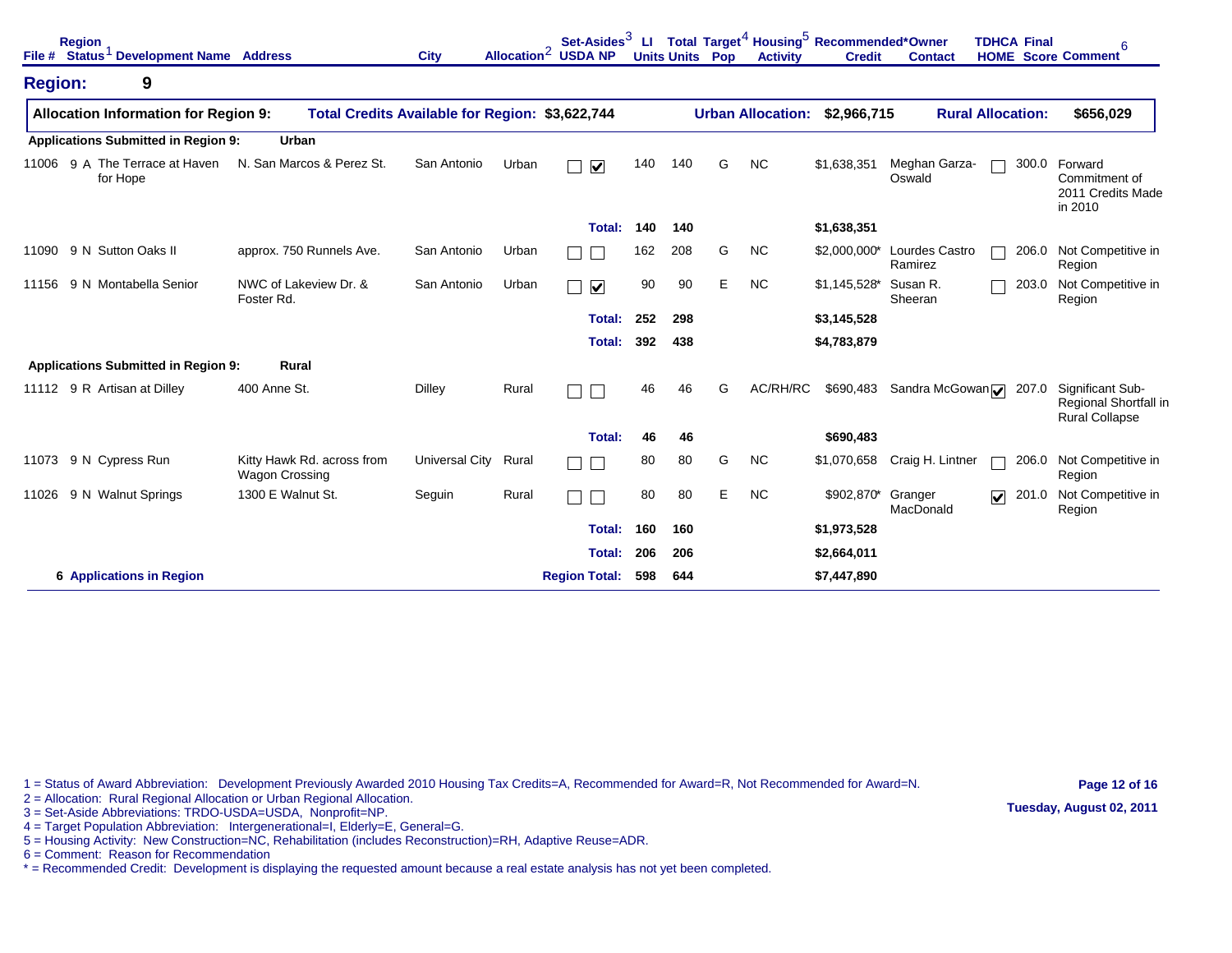| File # | Region | Status[1] | Development Name | Address | City | Allocation[2] | Set-Asides[3] USDA | Set-Asides[3] NP | LI Units | Total Units | Target[4] Pop | Housing[5] Activity | Recommended* Credit | Owner Contact | TDHCA HOME | Final Score | Comment[6] |
|---|---|---|---|---|---|---|---|---|---|---|---|---|---|---|---|---|---|

## Region: 9

**Allocation Information for Region 9:** **Total Credits Available for Region: $3,622,744** **Urban Allocation: $2,966,715** **Rural Allocation: $656,029**

**Applications Submitted in Region 9: Urban**

| File # | Region | Status | Development Name | Address | City | Allocation | USDA | NP | LI Units | Total Units | Target Pop | Housing Activity | Recommended Credit | Owner Contact | TDHCA HOME | Final Score | Comment |
|---|---|---|---|---|---|---|---|---|---|---|---|---|---|---|---|---|---|
| 11006 | 9 | A | The Terrace at Haven for Hope | N. San Marcos & Perez St. | San Antonio | Urban | ☐ | ☑ | 140 | 140 | G | NC | $1,638,351 | Meghan Garza-Oswald | ☐ | 300.0 | Forward Commitment of 2011 Credits Made in 2010 |
| | | | | | | | | **Total:** | **140** | **140** | | | **$1,638,351** | | | | |
| 11090 | 9 | N | Sutton Oaks II | approx. 750 Runnels Ave. | San Antonio | Urban | ☐ | ☐ | 162 | 208 | G | NC | $2,000,000* | Lourdes Castro Ramirez | ☐ | 206.0 | Not Competitive in Region |
| 11156 | 9 | N | Montabella Senior | NWC of Lakeview Dr. & Foster Rd. | San Antonio | Urban | ☐ | ☑ | 90 | 90 | E | NC | $1,145,528* | Susan R. Sheeran | ☐ | 203.0 | Not Competitive in Region |
| | | | | | | | | **Total:** | **252** | **298** | | | **$3,145,528** | | | | |
| | | | | | | | | **Total:** | **392** | **438** | | | **$4,783,879** | | | | |

**Applications Submitted in Region 9: Rural**

| File # | Region | Status | Development Name | Address | City | Allocation | USDA | NP | LI Units | Total Units | Target Pop | Housing Activity | Recommended Credit | Owner Contact | TDHCA HOME | Final Score | Comment |
|---|---|---|---|---|---|---|---|---|---|---|---|---|---|---|---|---|---|
| 11112 | 9 | R | Artisan at Dilley | 400 Anne St. | Dilley | Rural | ☐ | ☐ | 46 | 46 | G | AC/RH/RC | $690,483 | Sandra McGowan | ☑ | 207.0 | Significant Sub-Regional Shortfall in Rural Collapse |
| | | | | | | | | **Total:** | **46** | **46** | | | **$690,483** | | | | |
| 11073 | 9 | N | Cypress Run | Kitty Hawk Rd. across from Wagon Crossing | Universal City | Rural | ☐ | ☐ | 80 | 80 | G | NC | $1,070,658 | Craig H. Lintner | ☐ | 206.0 | Not Competitive in Region |
| 11026 | 9 | N | Walnut Springs | 1300 E Walnut St. | Seguin | Rural | ☐ | ☐ | 80 | 80 | E | NC | $902,870* | Granger MacDonald | ☑ | 201.0 | Not Competitive in Region |
| | | | | | | | | **Total:** | **160** | **160** | | | **$1,973,528** | | | | |
| | | | | | | | | **Total:** | **206** | **206** | | | **$2,664,011** | | | | |
| | **6 Applications in Region** | | | | | | | **Region Total:** | **598** | **644** | | | **$7,447,890** | | | | |

1 = Status of Award Abbreviation: Development Previously Awarded 2010 Housing Tax Credits=A, Recommended for Award=R, Not Recommended for Award=N.
2 = Allocation: Rural Regional Allocation or Urban Regional Allocation.
3 = Set-Aside Abbreviations: TRDO-USDA=USDA, Nonprofit=NP.
4 = Target Population Abbreviation: Intergenerational=I, Elderly=E, General=G.
5 = Housing Activity: New Construction=NC, Rehabilitation (includes Reconstruction)=RH, Adaptive Reuse=ADR.
6 = Comment: Reason for Recommendation
* = Recommended Credit: Development is displaying the requested amount because a real estate analysis has not yet been completed.

Tuesday, August 02, 2011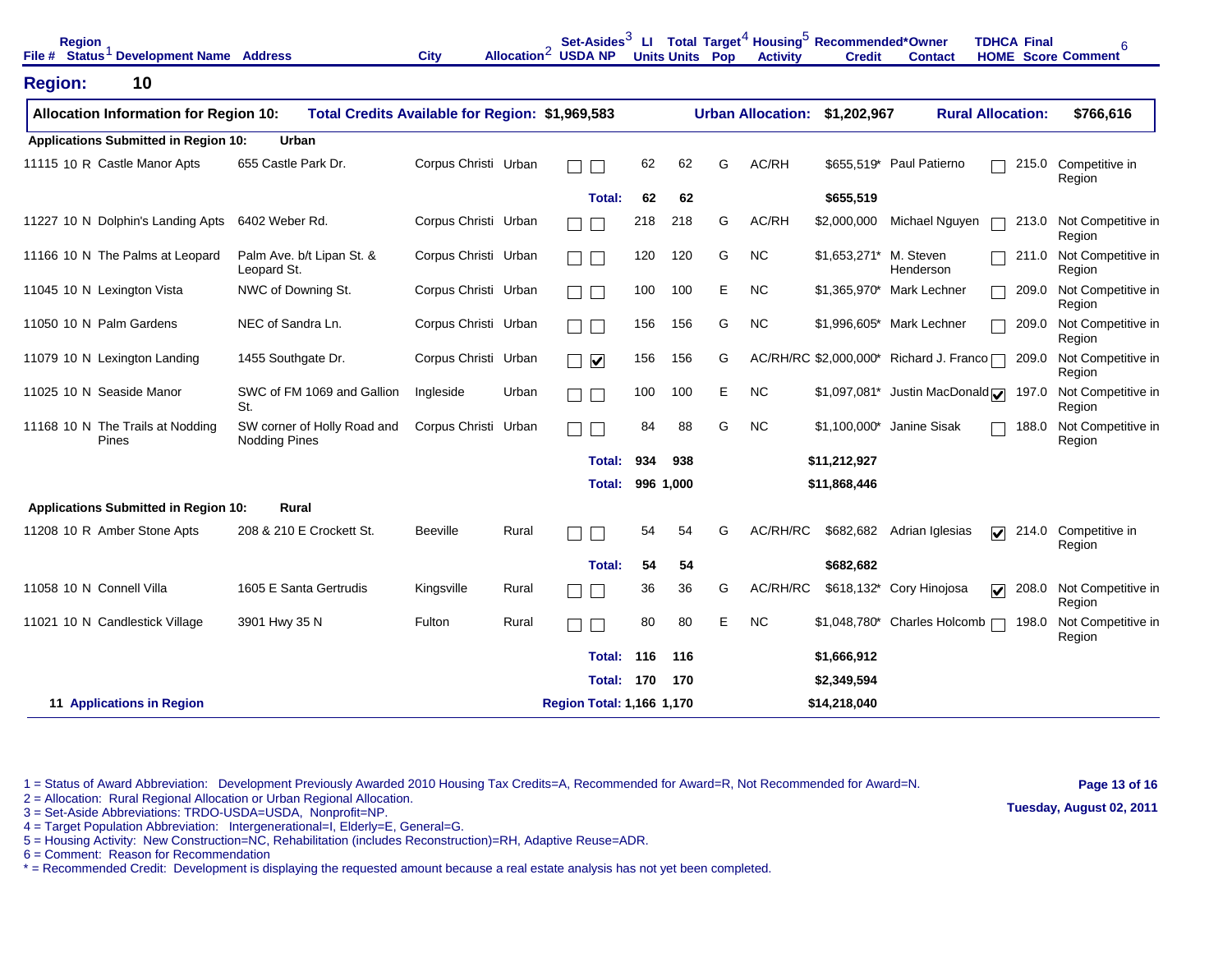## Region: 10

| **Allocation Information for Region 10:** | **Total Credits Available for Region: $1,969,583** | **Urban Allocation: $1,202,967** | **Rural Allocation: $766,616** |
|---|---|---|---|

| File # | Region | Status[1] | Development Name | Address | City | Allocation[2] | Set-Asides[3] USDA | Set-Asides[3] NP | LI Units | Total Units | Target[4] Pop | Housing[5] Activity | Recommended* Credit | Owner Contact | TDHCA HOME | Final Score | Comment[6] |
|---|---|---|---|---|---|---|---|---|---|---|---|---|---|---|---|---|---|
| **Applications Submitted in Region 10:** | | | **Urban** | | | | | | | | | | | | | | |
| 11115 | 10 | R | Castle Manor Apts | 655 Castle Park Dr. | Corpus Christi | Urban | ☐ | ☐ | 62 | 62 | G | AC/RH | $655,519* | Paul Patierno | ☐ | 215.0 | Competitive in Region |
| | | | | | | | | **Total:** | **62** | **62** | | | **$655,519** | | | | |
| 11227 | 10 | N | Dolphin's Landing Apts | 6402 Weber Rd. | Corpus Christi | Urban | ☐ | ☐ | 218 | 218 | G | AC/RH | $2,000,000 | Michael Nguyen | ☐ | 213.0 | Not Competitive in Region |
| 11166 | 10 | N | The Palms at Leopard | Palm Ave. b/t Lipan St. & Leopard St. | Corpus Christi | Urban | ☐ | ☐ | 120 | 120 | G | NC | $1,653,271* | M. Steven Henderson | ☐ | 211.0 | Not Competitive in Region |
| 11045 | 10 | N | Lexington Vista | NWC of Downing St. | Corpus Christi | Urban | ☐ | ☐ | 100 | 100 | E | NC | $1,365,970* | Mark Lechner | ☐ | 209.0 | Not Competitive in Region |
| 11050 | 10 | N | Palm Gardens | NEC of Sandra Ln. | Corpus Christi | Urban | ☐ | ☐ | 156 | 156 | G | NC | $1,996,605* | Mark Lechner | ☐ | 209.0 | Not Competitive in Region |
| 11079 | 10 | N | Lexington Landing | 1455 Southgate Dr. | Corpus Christi | Urban | ☐ | ☑ | 156 | 156 | G | AC/RH/RC | $2,000,000* | Richard J. Franco | ☐ | 209.0 | Not Competitive in Region |
| 11025 | 10 | N | Seaside Manor | SWC of FM 1069 and Gallion St. | Ingleside | Urban | ☐ | ☐ | 100 | 100 | E | NC | $1,097,081* | Justin MacDonald | ☑ | 197.0 | Not Competitive in Region |
| 11168 | 10 | N | The Trails at Nodding Pines | SW corner of Holly Road and Nodding Pines | Corpus Christi | Urban | ☐ | ☐ | 84 | 88 | G | NC | $1,100,000* | Janine Sisak | ☐ | 188.0 | Not Competitive in Region |
| | | | | | | | | **Total:** | **934** | **938** | | | **$11,212,927** | | | | |
| | | | | | | | | **Total:** | **996** | **1,000** | | | **$11,868,446** | | | | |
| **Applications Submitted in Region 10:** | | | **Rural** | | | | | | | | | | | | | | |
| 11208 | 10 | R | Amber Stone Apts | 208 & 210 E Crockett St. | Beeville | Rural | ☐ | ☐ | 54 | 54 | G | AC/RH/RC | $682,682 | Adrian Iglesias | ☑ | 214.0 | Competitive in Region |
| | | | | | | | | **Total:** | **54** | **54** | | | **$682,682** | | | | |
| 11058 | 10 | N | Connell Villa | 1605 E Santa Gertrudis | Kingsville | Rural | ☐ | ☐ | 36 | 36 | G | AC/RH/RC | $618,132* | Cory Hinojosa | ☑ | 208.0 | Not Competitive in Region |
| 11021 | 10 | N | Candlestick Village | 3901 Hwy 35 N | Fulton | Rural | ☐ | ☐ | 80 | 80 | E | NC | $1,048,780* | Charles Holcomb | ☐ | 198.0 | Not Competitive in Region |
| | | | | | | | | **Total:** | **116** | **116** | | | **$1,666,912** | | | | |
| | | | | | | | | **Total:** | **170** | **170** | | | **$2,349,594** | | | | |
| **11 Applications in Region** | | | | | | | | **Region Total:** | **1,166** | **1,170** | | | **$14,218,040** | | | | |

1 = Status of Award Abbreviation: Development Previously Awarded 2010 Housing Tax Credits=A, Recommended for Award=R, Not Recommended for Award=N.
2 = Allocation: Rural Regional Allocation or Urban Regional Allocation.
3 = Set-Aside Abbreviations: TRDO-USDA=USDA, Nonprofit=NP.
4 = Target Population Abbreviation: Intergenerational=I, Elderly=E, General=G.
5 = Housing Activity: New Construction=NC, Rehabilitation (includes Reconstruction)=RH, Adaptive Reuse=ADR.
6 = Comment: Reason for Recommendation
* = Recommended Credit: Development is displaying the requested amount because a real estate analysis has not yet been completed.

Tuesday, August 02, 2011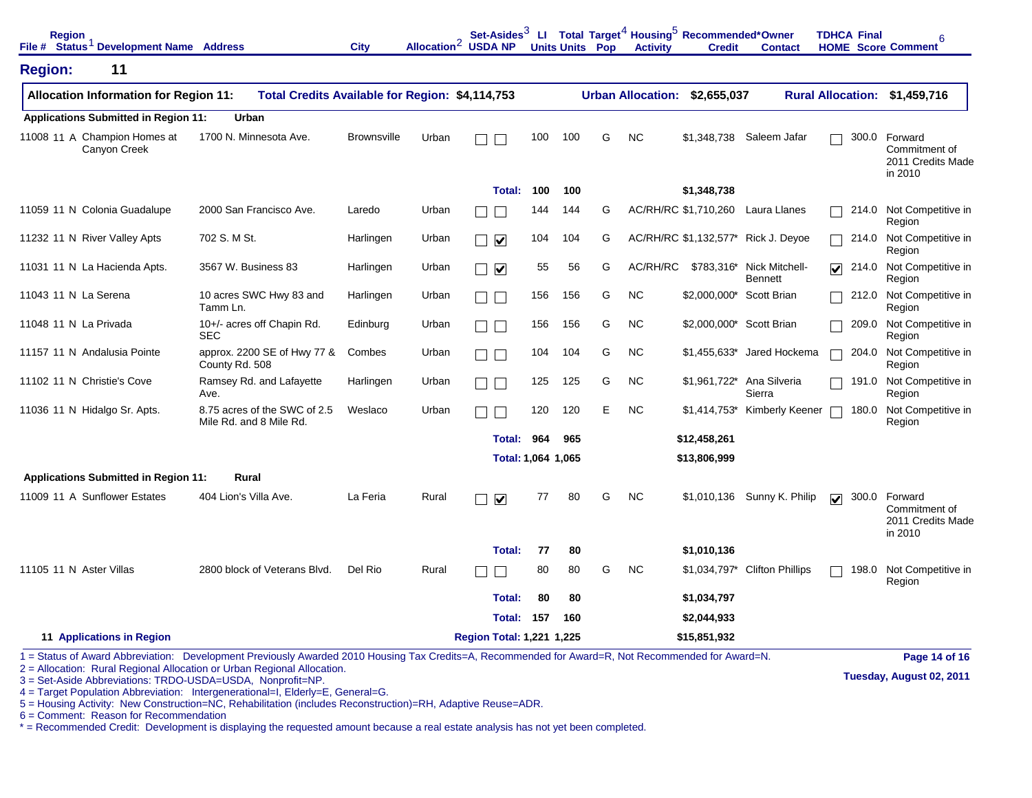## Region: 11

| Allocation Information for Region 11: | Total Credits Available for Region: $4,114,753 | Urban Allocation: $2,655,037 | Rural Allocation: $1,459,716 |
|---|---|---|---|

**Applications Submitted in Region 11: Urban**

| File # | Region | Status[1] | Development Name | Address | City | Allocation[2] | Set-Asides[3] USDA | NP | LI Units | Total Units | Target[4] Pop | Housing[5] Activity | Recommended* Credit | Owner Contact | TDHCA HOME | Final Score | Comment[6] |
|---|---|---|---|---|---|---|---|---|---|---|---|---|---|---|---|---|---|
| 11008 | 11 | A | Champion Homes at Canyon Creek | 1700 N. Minnesota Ave. | Brownsville | Urban | ☐ | ☐ | 100 | 100 | G | NC | $1,348,738 | Saleem Jafar | ☐ | 300.0 | Forward Commitment of 2011 Credits Made in 2010 |
| | | | | | | | | Total: | 100 | 100 | | | $1,348,738 | | | | |
| 11059 | 11 | N | Colonia Guadalupe | 2000 San Francisco Ave. | Laredo | Urban | ☐ | ☐ | 144 | 144 | G | AC/RH/RC | $1,710,260 | Laura Llanes | ☐ | 214.0 | Not Competitive in Region |
| 11232 | 11 | N | River Valley Apts | 702 S. M St. | Harlingen | Urban | ☐ | ☑ | 104 | 104 | G | AC/RH/RC | $1,132,577* | Rick J. Deyoe | ☐ | 214.0 | Not Competitive in Region |
| 11031 | 11 | N | La Hacienda Apts. | 3567 W. Business 83 | Harlingen | Urban | ☐ | ☑ | 55 | 56 | G | AC/RH/RC | $783,316* | Nick Mitchell-Bennett | ☑ | 214.0 | Not Competitive in Region |
| 11043 | 11 | N | La Serena | 10 acres SWC Hwy 83 and Tamm Ln. | Harlingen | Urban | ☐ | ☐ | 156 | 156 | G | NC | $2,000,000* | Scott Brian | ☐ | 212.0 | Not Competitive in Region |
| 11048 | 11 | N | La Privada | 10+/- acres off Chapin Rd. SEC | Edinburg | Urban | ☐ | ☐ | 156 | 156 | G | NC | $2,000,000* | Scott Brian | ☐ | 209.0 | Not Competitive in Region |
| 11157 | 11 | N | Andalusia Pointe | approx. 2200 SE of Hwy 77 & County Rd. 508 | Combes | Urban | ☐ | ☐ | 104 | 104 | G | NC | $1,455,633* | Jared Hockema | ☐ | 204.0 | Not Competitive in Region |
| 11102 | 11 | N | Christie's Cove | Ramsey Rd. and Lafayette Ave. | Harlingen | Urban | ☐ | ☐ | 125 | 125 | G | NC | $1,961,722* | Ana Silveria Sierra | ☐ | 191.0 | Not Competitive in Region |
| 11036 | 11 | N | Hidalgo Sr. Apts. | 8.75 acres of the SWC of 2.5 Mile Rd. and 8 Mile Rd. | Weslaco | Urban | ☐ | ☐ | 120 | 120 | E | NC | $1,414,753* | Kimberly Keener | ☐ | 180.0 | Not Competitive in Region |
| | | | | | | | | Total: | 964 | 965 | | | $12,458,261 | | | | |
| | | | | | | | | Total: | 1,064 | 1,065 | | | $13,806,999 | | | | |

**Applications Submitted in Region 11: Rural**

| File # | Region | Status[1] | Development Name | Address | City | Allocation[2] | Set-Asides[3] USDA | NP | LI Units | Total Units | Target[4] Pop | Housing[5] Activity | Recommended* Credit | Owner Contact | TDHCA HOME | Final Score | Comment[6] |
|---|---|---|---|---|---|---|---|---|---|---|---|---|---|---|---|---|---|
| 11009 | 11 | A | Sunflower Estates | 404 Lion's Villa Ave. | La Feria | Rural | ☐ | ☑ | 77 | 80 | G | NC | $1,010,136 | Sunny K. Philip | ☑ | 300.0 | Forward Commitment of 2011 Credits Made in 2010 |
| | | | | | | | | Total: | 77 | 80 | | | $1,010,136 | | | | |
| 11105 | 11 | N | Aster Villas | 2800 block of Veterans Blvd. | Del Rio | Rural | ☐ | ☐ | 80 | 80 | G | NC | $1,034,797* | Clifton Phillips | ☐ | 198.0 | Not Competitive in Region |
| | | | | | | | | Total: | 80 | 80 | | | $1,034,797 | | | | |
| | | | | | | | | Total: | 157 | 160 | | | $2,044,933 | | | | |
| **11 Applications in Region** | | | | | | | | **Region Total:** | **1,221** | **1,225** | | | **$15,851,932** | | | | |

1 = Status of Award Abbreviation: Development Previously Awarded 2010 Housing Tax Credits=A, Recommended for Award=R, Not Recommended for Award=N.
2 = Allocation: Rural Regional Allocation or Urban Regional Allocation.
3 = Set-Aside Abbreviations: TRDO-USDA=USDA, Nonprofit=NP.
4 = Target Population Abbreviation: Intergenerational=I, Elderly=E, General=G.
5 = Housing Activity: New Construction=NC, Rehabilitation (includes Reconstruction)=RH, Adaptive Reuse=ADR.
6 = Comment: Reason for Recommendation
* = Recommended Credit: Development is displaying the requested amount because a real estate analysis has not yet been completed.

Tuesday, August 02, 2011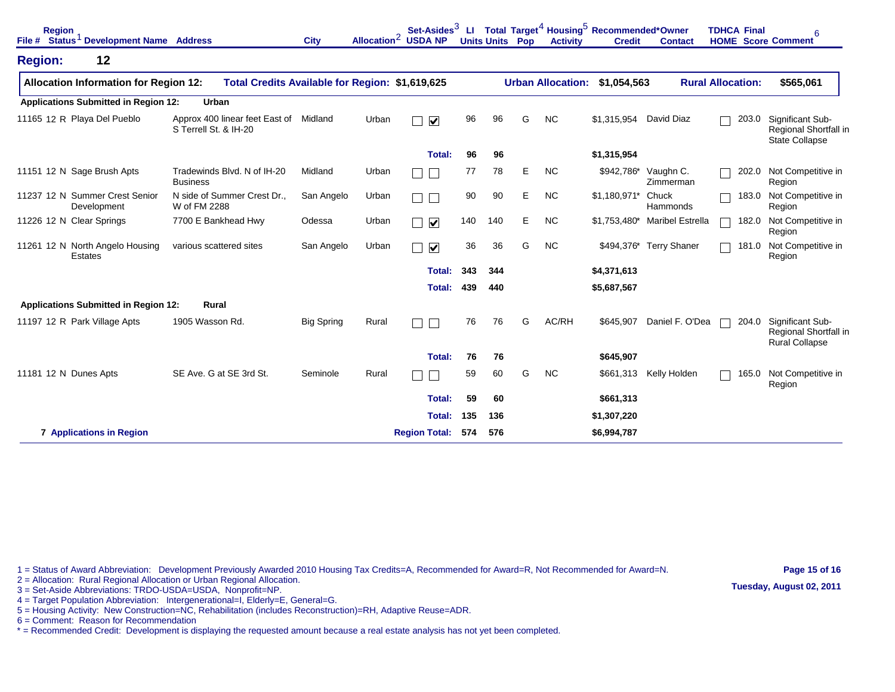| File # | Region | Status[1] | Development Name | Address | City | Allocation[2] | Set-Asides[3] USDA | Set-Asides[3] NP | LI Units | Total Units | Target[4] Pop | Housing[5] Activity | Recommended* Credit | Owner Contact | TDHCA HOME | Final Score | Comment[6] |
|---|---|---|---|---|---|---|---|---|---|---|---|---|---|---|---|---|---|

## Region: 12

**Allocation Information for Region 12:** Total Credits Available for Region: $1,619,625 | Urban Allocation: $1,054,563 | Rural Allocation: $565,061

**Applications Submitted in Region 12: Urban**

| File # | Region | Status[1] | Development Name | Address | City | Allocation[2] | USDA | NP | LI Units | Total Units | Target[4] Pop | Housing[5] Activity | Recommended* Credit | Owner Contact | TDHCA HOME | Final Score | Comment[6] |
|---|---|---|---|---|---|---|---|---|---|---|---|---|---|---|---|---|---|
| 11165 | 12 | R | Playa Del Pueblo | Approx 400 linear feet East of S Terrell St. & IH-20 | Midland | Urban | ☐ | ☑ | 96 | 96 | G | NC | $1,315,954 | David Diaz | ☐ | 203.0 | Significant Sub-Regional Shortfall in State Collapse |
| | | | | | | | | **Total:** | **96** | **96** | | | **$1,315,954** | | | | |
| 11151 | 12 | N | Sage Brush Apts | Tradewinds Blvd. N of IH-20 Business | Midland | Urban | ☐ | ☐ | 77 | 78 | E | NC | $942,786* | Vaughn C. Zimmerman | ☐ | 202.0 | Not Competitive in Region |
| 11237 | 12 | N | Summer Crest Senior Development | N side of Summer Crest Dr., W of FM 2288 | San Angelo | Urban | ☐ | ☐ | 90 | 90 | E | NC | $1,180,971* | Chuck Hammonds | ☐ | 183.0 | Not Competitive in Region |
| 11226 | 12 | N | Clear Springs | 7700 E Bankhead Hwy | Odessa | Urban | ☐ | ☑ | 140 | 140 | E | NC | $1,753,480* | Maribel Estrella | ☐ | 182.0 | Not Competitive in Region |
| 11261 | 12 | N | North Angelo Housing Estates | various scattered sites | San Angelo | Urban | ☐ | ☑ | 36 | 36 | G | NC | $494,376* | Terry Shaner | ☐ | 181.0 | Not Competitive in Region |
| | | | | | | | | **Total:** | **343** | **344** | | | **$4,371,613** | | | | |
| | | | | | | | | **Total:** | **439** | **440** | | | **$5,687,567** | | | | |

**Applications Submitted in Region 12: Rural**

| File # | Region | Status[1] | Development Name | Address | City | Allocation[2] | USDA | NP | LI Units | Total Units | Target[4] Pop | Housing[5] Activity | Recommended* Credit | Owner Contact | TDHCA HOME | Final Score | Comment[6] |
|---|---|---|---|---|---|---|---|---|---|---|---|---|---|---|---|---|---|
| 11197 | 12 | R | Park Village Apts | 1905 Wasson Rd. | Big Spring | Rural | ☐ | ☐ | 76 | 76 | G | AC/RH | $645,907 | Daniel F. O'Dea | ☐ | 204.0 | Significant Sub-Regional Shortfall in Rural Collapse |
| | | | | | | | | **Total:** | **76** | **76** | | | **$645,907** | | | | |
| 11181 | 12 | N | Dunes Apts | SE Ave. G at SE 3rd St. | Seminole | Rural | ☐ | ☐ | 59 | 60 | G | NC | $661,313 | Kelly Holden | ☐ | 165.0 | Not Competitive in Region |
| | | | | | | | | **Total:** | **59** | **60** | | | **$661,313** | | | | |
| | | | | | | | | **Total:** | **135** | **136** | | | **$1,307,220** | | | | |

**7 Applications in Region** — **Region Total:** 574 | 576 | $6,994,787

1 = Status of Award Abbreviation: Development Previously Awarded 2010 Housing Tax Credits=A, Recommended for Award=R, Not Recommended for Award=N.
2 = Allocation: Rural Regional Allocation or Urban Regional Allocation.
3 = Set-Aside Abbreviations: TRDO-USDA=USDA, Nonprofit=NP.
4 = Target Population Abbreviation: Intergenerational=I, Elderly=E, General=G.
5 = Housing Activity: New Construction=NC, Rehabilitation (includes Reconstruction)=RH, Adaptive Reuse=ADR.
6 = Comment: Reason for Recommendation
* = Recommended Credit: Development is displaying the requested amount because a real estate analysis has not yet been completed.

Tuesday, August 02, 2011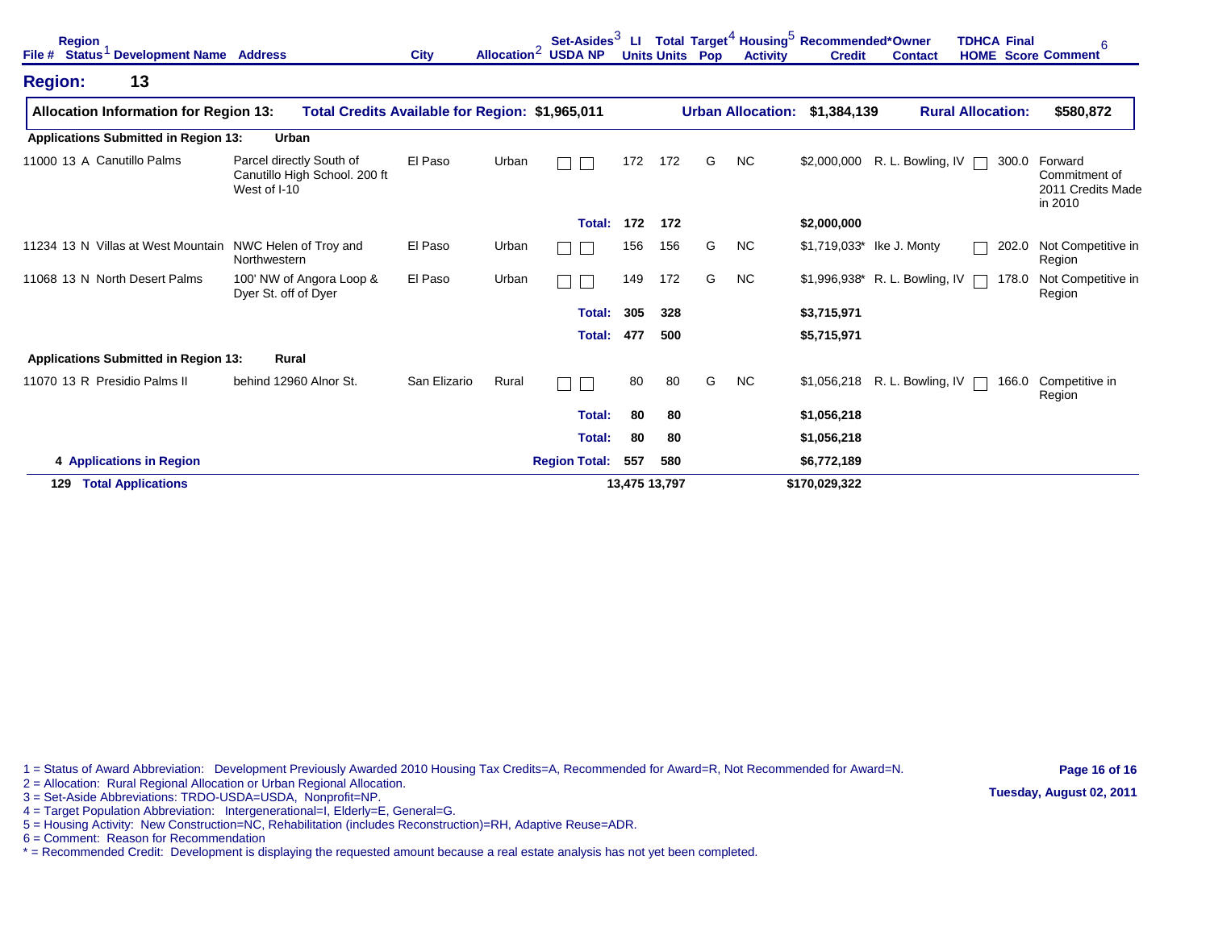| File # | Region | Status[1] | Development Name | Address | City | Allocation[2] | Set-Asides[3] USDA | NP | LI Units | Total Units | Target[4] Pop | Housing[5] Activity | Recommended* Credit | Owner Contact | TDHCA HOME | Final Score | Comment[6] |
|---|---|---|---|---|---|---|---|---|---|---|---|---|---|---|---|---|---|
| **Region: 13** | | | | | | | | | | | | | | | | | |
| **Allocation Information for Region 13:** | | | **Total Credits Available for Region: $1,965,011** | | | | | | | **Urban Allocation:** | | | **$1,384,139** | | **Rural Allocation:** | | **$580,872** |
| **Applications Submitted in Region 13:** | | | **Urban** | | | | | | | | | | | | | | |
| 11000 | 13 | A | Canutillo Palms | Parcel directly South of Canutillo High School. 200 ft West of I-10 | El Paso | Urban | ☐ | ☐ | 172 | 172 | G | NC | $2,000,000 | R. L. Bowling, IV | ☐ | 300.0 | Forward Commitment of 2011 Credits Made in 2010 |
| | | | | | | | | **Total:** | **172** | **172** | | | **$2,000,000** | | | | |
| 11234 | 13 | N | Villas at West Mountain | NWC Helen of Troy and Northwestern | El Paso | Urban | ☐ | ☐ | 156 | 156 | G | NC | $1,719,033* | Ike J. Monty | ☐ | 202.0 | Not Competitive in Region |
| 11068 | 13 | N | North Desert Palms | 100' NW of Angora Loop & Dyer St. off of Dyer | El Paso | Urban | ☐ | ☐ | 149 | 172 | G | NC | $1,996,938* | R. L. Bowling, IV | ☐ | 178.0 | Not Competitive in Region |
| | | | | | | | | **Total:** | **305** | **328** | | | **$3,715,971** | | | | |
| | | | | | | | | **Total:** | **477** | **500** | | | **$5,715,971** | | | | |
| **Applications Submitted in Region 13:** | | | **Rural** | | | | | | | | | | | | | | |
| 11070 | 13 | R | Presidio Palms II | behind 12960 Alnor St. | San Elizario | Rural | ☐ | ☐ | 80 | 80 | G | NC | $1,056,218 | R. L. Bowling, IV | ☐ | 166.0 | Competitive in Region |
| | | | | | | | | **Total:** | **80** | **80** | | | **$1,056,218** | | | | |
| | | | | | | | | **Total:** | **80** | **80** | | | **$1,056,218** | | | | |
| **4** | **Applications in Region** | | | | | | | **Region Total:** | **557** | **580** | | | **$6,772,189** | | | | |
| **129** | **Total Applications** | | | | | | | | **13,475** | **13,797** | | | **$170,029,322** | | | | |

1 = Status of Award Abbreviation: Development Previously Awarded 2010 Housing Tax Credits=A, Recommended for Award=R, Not Recommended for Award=N.
2 = Allocation: Rural Regional Allocation or Urban Regional Allocation.
3 = Set-Aside Abbreviations: TRDO-USDA=USDA, Nonprofit=NP.
4 = Target Population Abbreviation: Intergenerational=I, Elderly=E, General=G.
5 = Housing Activity: New Construction=NC, Rehabilitation (includes Reconstruction)=RH, Adaptive Reuse=ADR.
6 = Comment: Reason for Recommendation
* = Recommended Credit: Development is displaying the requested amount because a real estate analysis has not yet been completed.

Tuesday, August 02, 2011